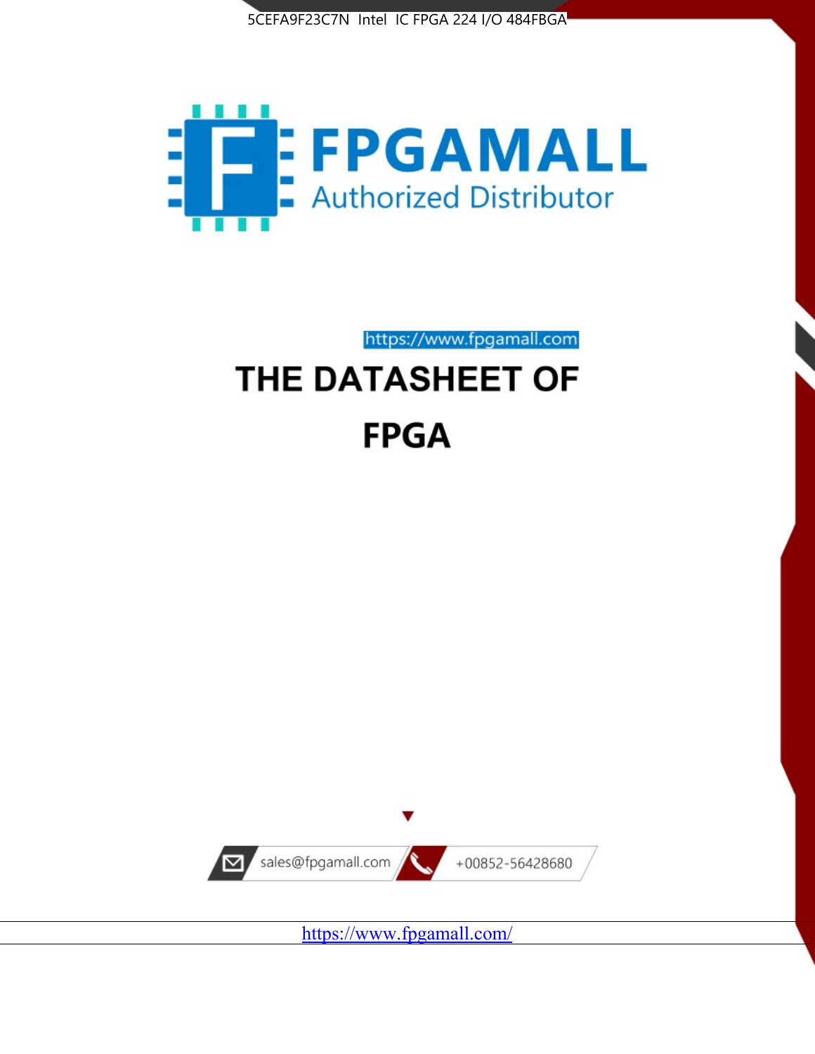5CEFA9F23C7N Intel IC FPGA 224 I/O 484FBGA

FPGAMALL

Authorized Distributor

https://www.fpgamall.com

# THE DATASHEET OF

# FPGA

sales@fpgamall.com

+00852-56428680

https://www.fpgamall.com/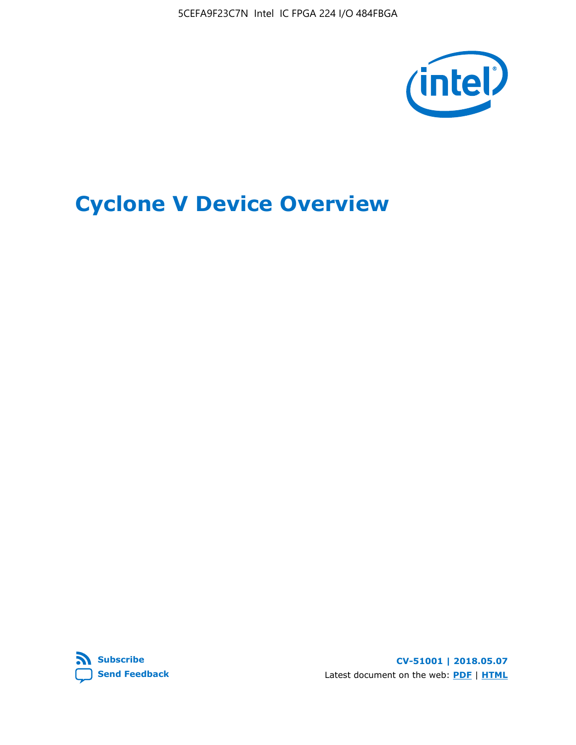# Cyclone V Device Overview

**Subscribe**

**Send Feedback**

**CV-51001 | 2018.05.07**

Latest document on the web: **PDF** | **HTML**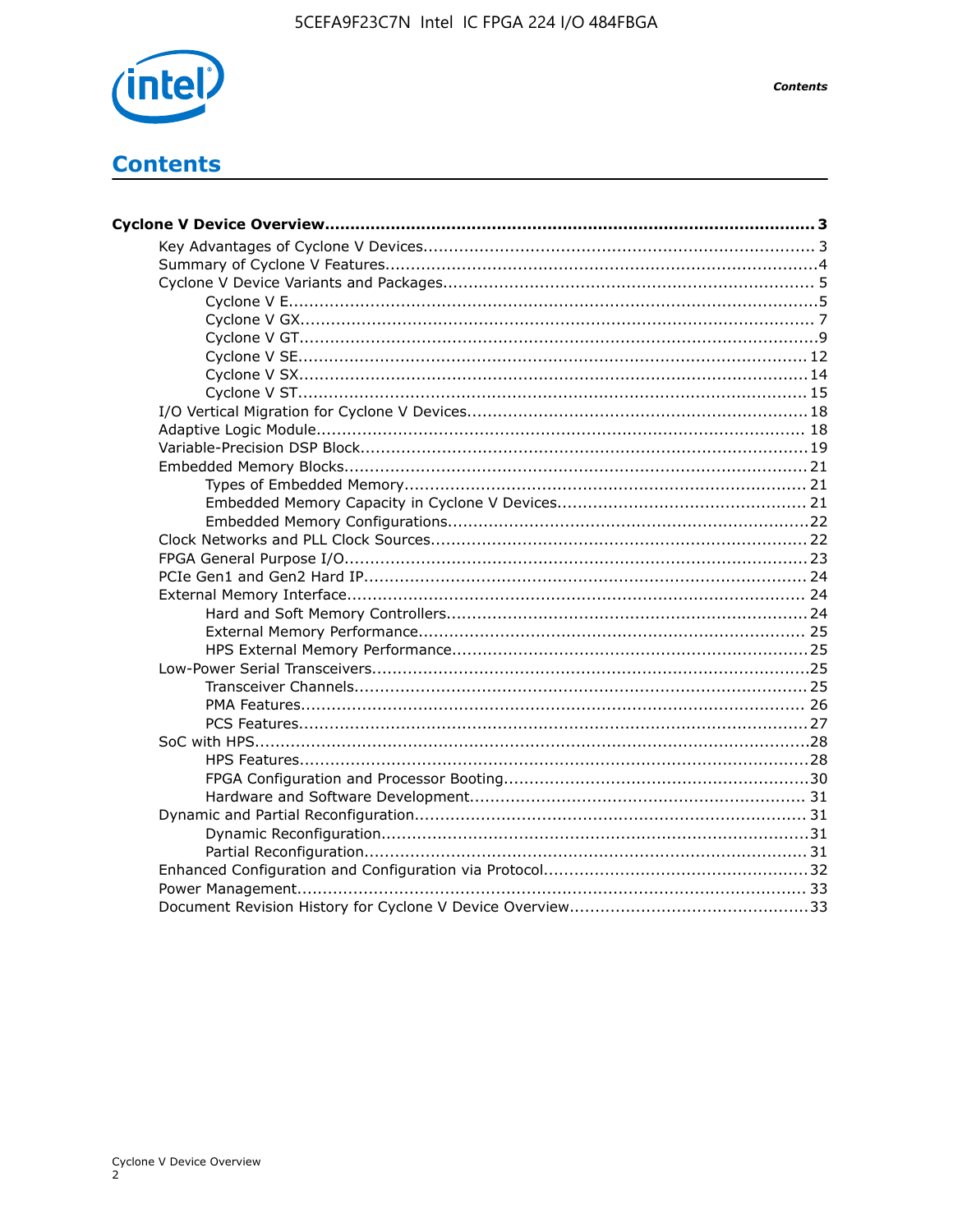# Contents

**Cyclone V Device Overview ................................................................................................ 3**

- Key Advantages of Cyclone V Devices............................................................................ 3
- Summary of Cyclone V Features....................................................................................4
- Cyclone V Device Variants and Packages........................................................................ 5
    - Cyclone V E.......................................................................................................5
    - Cyclone V GX.................................................................................................... 7
    - Cyclone V GT.....................................................................................................9
    - Cyclone V SE.................................................................................................... 12
    - Cyclone V SX.................................................................................................... 14
    - Cyclone V ST.................................................................................................... 15
- I/O Vertical Migration for Cyclone V Devices.................................................................. 18
- Adaptive Logic Module................................................................................................ 18
- Variable-Precision DSP Block.......................................................................................19
- Embedded Memory Blocks.......................................................................................... 21
    - Types of Embedded Memory.............................................................................. 21
    - Embedded Memory Capacity in Cyclone V Devices................................................. 21
    - Embedded Memory Configurations......................................................................22
- Clock Networks and PLL Clock Sources......................................................................... 22
- FPGA General Purpose I/O.......................................................................................... 23
- PCIe Gen1 and Gen2 Hard IP....................................................................................... 24
- External Memory Interface.......................................................................................... 24
    - Hard and Soft Memory Controllers......................................................................24
    - External Memory Performance........................................................................... 25
    - HPS External Memory Performance.....................................................................25
- Low-Power Serial Transceivers.....................................................................................25
    - Transceiver Channels........................................................................................ 25
    - PMA Features.................................................................................................. 26
    - PCS Features...................................................................................................27
- SoC with HPS............................................................................................................28
    - HPS Features...................................................................................................28
    - FPGA Configuration and Processor Booting...........................................................30
    - Hardware and Software Development................................................................. 31
- Dynamic and Partial Reconfiguration............................................................................ 31
    - Dynamic Reconfiguration...................................................................................31
    - Partial Reconfiguration......................................................................................31
- Enhanced Configuration and Configuration via Protocol...................................................32
- Power Management................................................................................................... 33
- Document Revision History for Cyclone V Device Overview...............................................33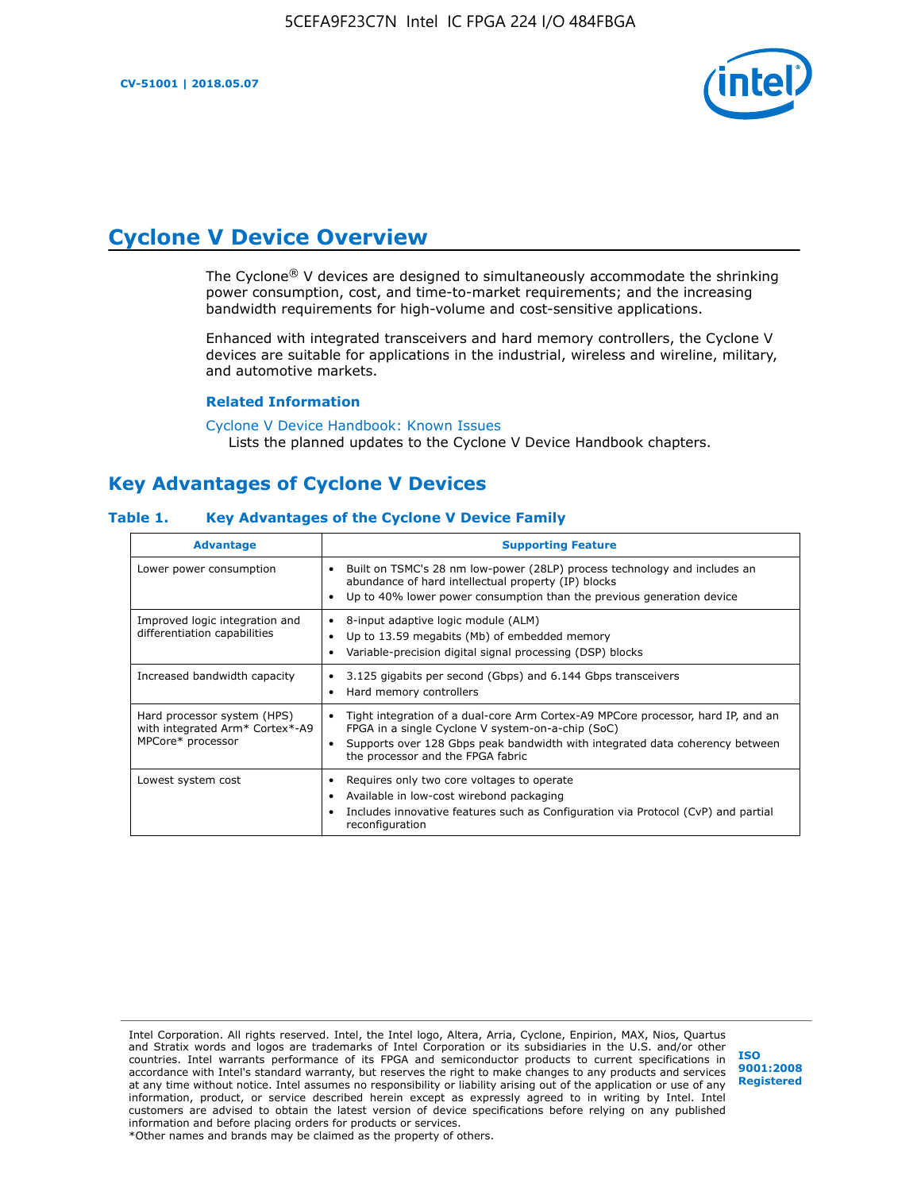# Cyclone V Device Overview

The Cyclone® V devices are designed to simultaneously accommodate the shrinking power consumption, cost, and time-to-market requirements; and the increasing bandwidth requirements for high-volume and cost-sensitive applications.

Enhanced with integrated transceivers and hard memory controllers, the Cyclone V devices are suitable for applications in the industrial, wireless and wireline, military, and automotive markets.

**Related Information**

Cyclone V Device Handbook: Known Issues
Lists the planned updates to the Cyclone V Device Handbook chapters.

## Key Advantages of Cyclone V Devices

**Table 1. Key Advantages of the Cyclone V Device Family**

| Advantage | Supporting Feature |
|---|---|
| Lower power consumption | • Built on TSMC's 28 nm low-power (28LP) process technology and includes an abundance of hard intellectual property (IP) blocks<br>• Up to 40% lower power consumption than the previous generation device |
| Improved logic integration and differentiation capabilities | • 8-input adaptive logic module (ALM)<br>• Up to 13.59 megabits (Mb) of embedded memory<br>• Variable-precision digital signal processing (DSP) blocks |
| Increased bandwidth capacity | • 3.125 gigabits per second (Gbps) and 6.144 Gbps transceivers<br>• Hard memory controllers |
| Hard processor system (HPS) with integrated Arm* Cortex*-A9 MPCore* processor | • Tight integration of a dual-core Arm Cortex-A9 MPCore processor, hard IP, and an FPGA in a single Cyclone V system-on-a-chip (SoC)<br>• Supports over 128 Gbps peak bandwidth with integrated data coherency between the processor and the FPGA fabric |
| Lowest system cost | • Requires only two core voltages to operate<br>• Available in low-cost wirebond packaging<br>• Includes innovative features such as Configuration via Protocol (CvP) and partial reconfiguration |

Intel Corporation. All rights reserved. Intel, the Intel logo, Altera, Arria, Cyclone, Enpirion, MAX, Nios, Quartus and Stratix words and logos are trademarks of Intel Corporation or its subsidiaries in the U.S. and/or other countries. Intel warrants performance of its FPGA and semiconductor products to current specifications in accordance with Intel's standard warranty, but reserves the right to make changes to any products and services at any time without notice. Intel assumes no responsibility or liability arising out of the application or use of any information, product, or service described herein except as expressly agreed to in writing by Intel. Intel customers are advised to obtain the latest version of device specifications before relying on any published information and before placing orders for products or services.
*Other names and brands may be claimed as the property of others.

ISO 9001:2008 Registered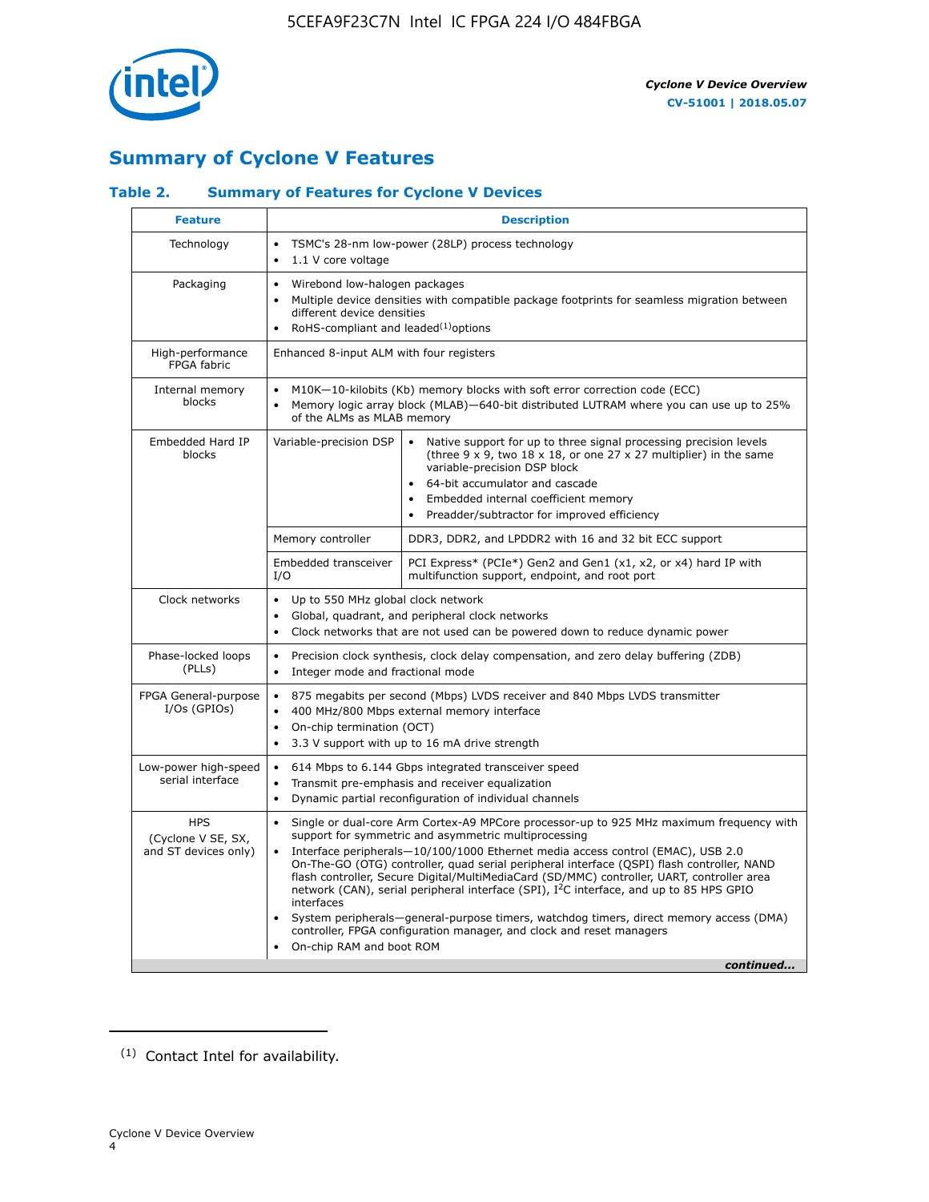## Summary of Cyclone V Features

### Table 2. Summary of Features for Cycl﻿one V Devices

| Feature | Description | |
|---|---|---|
| Technology | • TSMC's 28-nm low-power (28LP) process technology<br>• 1.1 V core voltage | |
| Packaging | • Wirebond low-halogen packages<br>• Multiple device densities with compatible package footprints for seamless migration between different device densities<br>• RoHS-compliant and leaded[(1)] options | |
| High-performance FPGA fabric | Enhanced 8-input ALM with four registers | |
| Internal memory blocks | • M10K—10-kilobits (Kb) memory blocks with soft error correction code (ECC)<br>• Memory logic array block (MLAB)—640-bit distributed LUTRAM where you can use up to 25% of the ALMs as MLAB memory | |
| Embedded Hard IP blocks | Variable-precision DSP | • Native support for up to three signal processing precision levels (three 9 x 9, two 18 x 18, or one 27 x 27 multiplier) in the same variable-precision DSP block<br>• 64-bit accumulator and cascade<br>• Embedded internal coefficient memory<br>• Preadder/subtractor for improved efficiency |
| | Memory controller | DDR3, DDR2, and LPDDR2 with 16 and 32 bit ECC support |
| | Embedded transceiver I/O | PCI Express* (PCIe*) Gen2 and Gen1 (x1, x2, or x4) hard IP with multifunction support, endpoint, and root port |
| Clock networks | • Up to 550 MHz global clock network<br>• Global, quadrant, and peripheral clock networks<br>• Clock networks that are not used can be powered down to reduce dynamic power | |
| Phase-locked loops (PLLs) | • Precision clock synthesis, clock delay compensation, and zero delay buffering (ZDB)<br>• Integer mode and fractional mode | |
| FPGA General-purpose I/Os (GPIOs) | • 875 megabits per second (Mbps) LVDS receiver and 840 Mbps LVDS transmitter<br>• 400 MHz/800 Mbps external memory interface<br>• On-chip termination (OCT)<br>• 3.3 V support with up to 16 mA drive strength | |
| Low-power high-speed serial interface | • 614 Mbps to 6.144 Gbps integrated transceiver speed<br>• Transmit pre-emphasis and receiver equalization<br>• Dynamic partial reconfiguration of individual channels | |
| HPS (Cyclone V SE, SX, and ST devices only) | • Single or dual-core Arm Cortex-A9 MPCore processor-up to 925 MHz maximum frequency with support for symmetric and asymmetric multiprocessing<br>• Interface peripherals—10/100/1000 Ethernet media access control (EMAC), USB 2.0 On-The-GO (OTG) controller, quad serial peripheral interface (QSPI) flash controller, NAND flash controller, Secure Digital/MultiMediaCard (SD/MMC) controller, UART, controller area network (CAN), serial peripheral interface (SPI), I²C interface, and up to 85 HPS GPIO interfaces<br>• System peripherals—general-purpose timers, watchdog timers, direct memory access (DMA) controller, FPGA configuration manager, and clock and reset managers<br>• On-chip RAM and boot ROM | |

*continued...*

(1) Contact Intel for availability.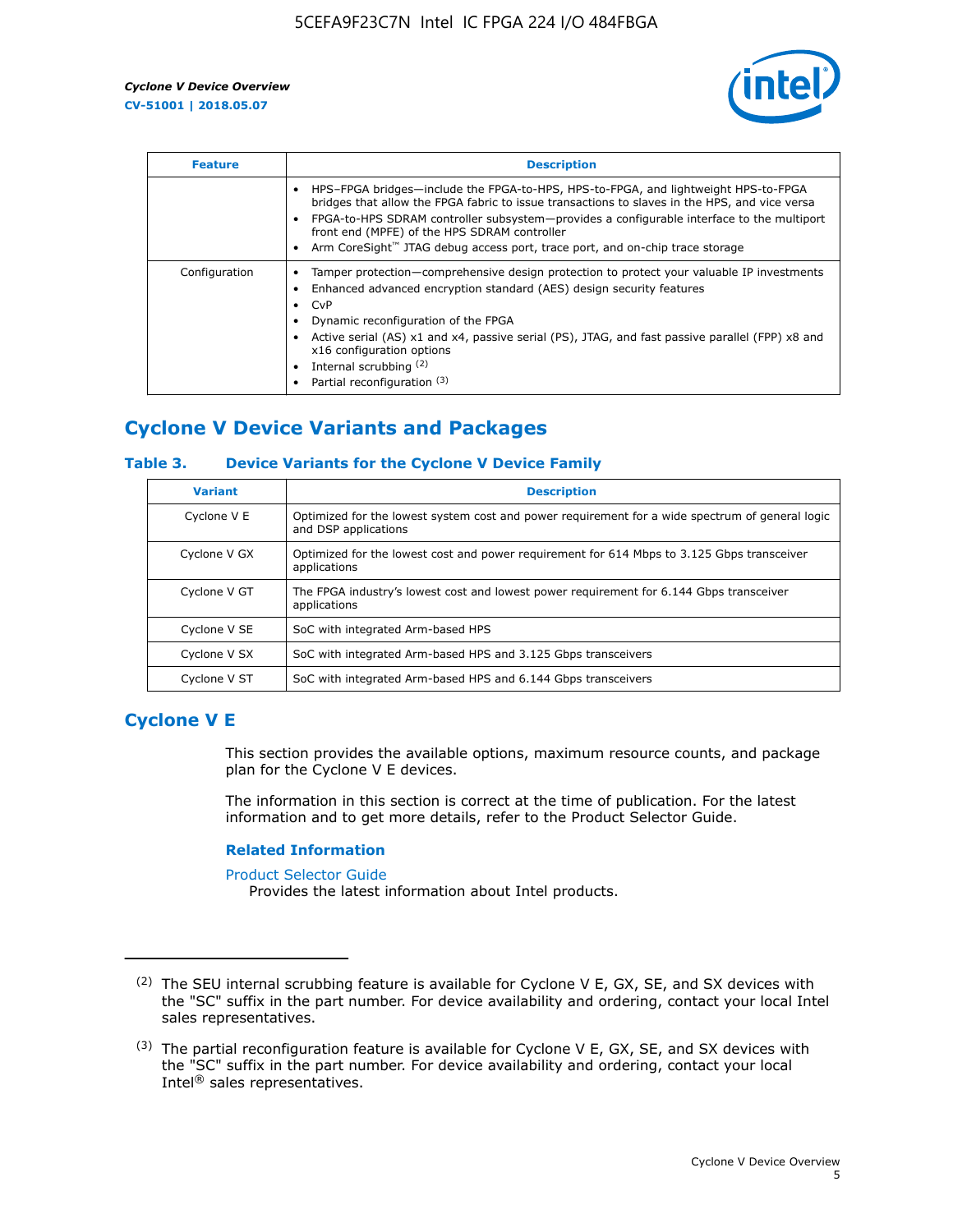| Feature | Description |
| --- | --- |
| | • HPS–FPGA bridges—include the FPGA-to-HPS, HPS-to-FPGA, and lightweight HPS-to-FPGA bridges that allow the FPGA fabric to issue transactions to slaves in the HPS, and vice versa<br>• FPGA-to-HPS SDRAM controller subsystem—provides a configurable interface to the multiport front end (MPFE) of the HPS SDRAM controller<br>• Arm CoreSight™ JTAG debug access port, trace port, and on-chip trace storage |
| Configuration | • Tamper protection—comprehensive design protection to protect your valuable IP investments<br>• Enhanced advanced encryption standard (AES) design security features<br>• CvP<br>• Dynamic reconfiguration of the FPGA<br>• Active serial (AS) x1 and x4, passive serial (PS), JTAG, and fast passive parallel (FPP) x8 and x16 configuration options<br>• Internal scrubbing (2)<br>• Partial reconfiguration (3) |

## Cyclone V Device Variants and Packages

### Table 3. Device Variants for the Cyclone V Device Family

| Variant | Description |
| --- | --- |
| Cyclone V E | Optimized for the lowest system cost and power requirement for a wide spectrum of general logic and DSP applications |
| Cyclone V GX | Optimized for the lowest cost and power requirement for 614 Mbps to 3.125 Gbps transceiver applications |
| Cyclone V GT | The FPGA industry's lowest cost and lowest power requirement for 6.144 Gbps transceiver applications |
| Cyclone V SE | SoC with integrated Arm-based HPS |
| Cyclone V SX | SoC with integrated Arm-based HPS and 3.125 Gbps transceivers |
| Cyclone V ST | SoC with integrated Arm-based HPS and 6.144 Gbps transceivers |

## Cyclone V E

This section provides the available options, maximum resource counts, and package plan for the Cyclone V E devices.

The information in this section is correct at the time of publication. For the latest information and to get more details, refer to the Product Selector Guide.

#### Related Information

Product Selector Guide
Provides the latest information about Intel products.

---

(2) The SEU internal scrubbing feature is available for Cyclone V E, GX, SE, and SX devices with the "SC" suffix in the part number. For device availability and ordering, contact your local Intel sales representatives.

(3) The partial reconfiguration feature is available for Cyclone V E, GX, SE, and SX devices with the "SC" suffix in the part number. For device availability and ordering, contact your local Intel® sales representatives.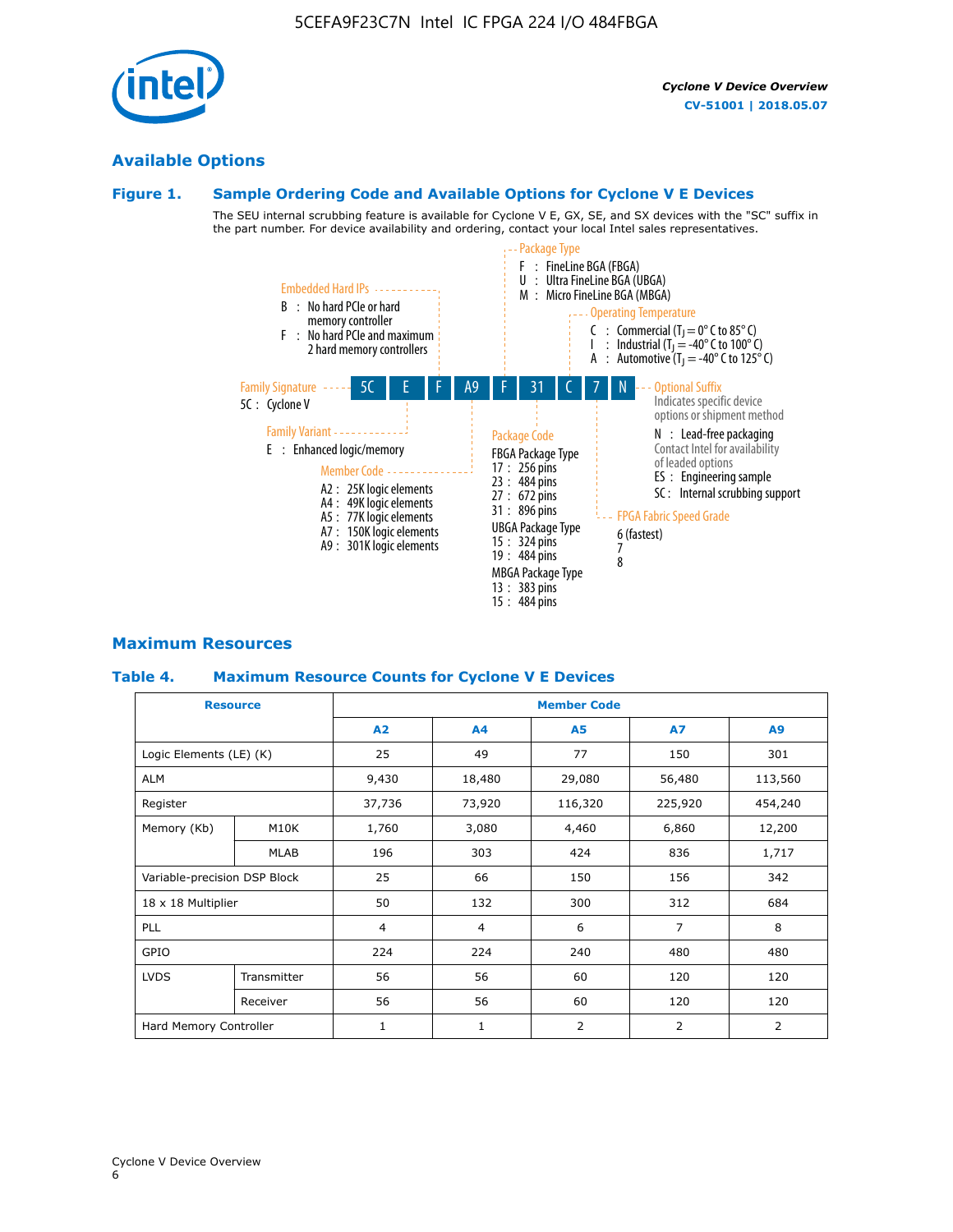## Available Options

### Figure 1. Sample Ordering Code and Available Options for Cyclone V E Devices

The SEU internal scrubbing feature is available for Cyclone V E, GX, SE, and SX devices with the "SC" suffix in the part number. For device availability and ordering, contact your local Intel sales representatives.

**5C E F A9 F 31 C 7 N**

- **Family Signature**
  - 5C : Cyclone V
- **Family Variant**
  - E : Enhanced logic/memory
- **Embedded Hard IPs**
  - B : No hard PCIe or hard memory controller
  - F : No hard PCIe and maximum 2 hard memory controllers
- **Member Code**
  - A2 : 25K logic elements
  - A4 : 49K logic elements
  - A5 : 77K logic elements
  - A7 : 150K logic elements
  - A9 : 301K logic elements
- **Package Type**
  - F : FineLine BGA (FBGA)
  - U : Ultra FineLine BGA (UBGA)
  - M : Micro FineLine BGA (MBGA)
- **Package Code**
  - FBGA Package Type
    - 17 : 256 pins
    - 23 : 484 pins
    - 27 : 672 pins
    - 31 : 896 pins
  - UBGA Package Type
    - 15 : 324 pins
    - 19 : 484 pins
  - MBGA Package Type
    - 13 : 383 pins
    - 15 : 484 pins
- **Operating Temperature**
  - C : Commercial ($T_J$ = 0° C to 85° C)
  - I : Industrial ($T_J$ = -40° C to 100° C)
  - A : Automotive ($T_J$ = -40° C to 125° C)
- **FPGA Fabric Speed Grade**
  - 6 (fastest)
  - 7
  - 8
- **Optional Suffix**
  - Indicates specific device options or shipment method
  - N : Lead-free packaging
  - Contact Intel for availability of leaded options
  - ES : Engineering sample
  - SC : Internal scrubbing support

## Maximum Resources

### Table 4. Maximum Resource Counts for Cyclone V E Devices

| Resource | | Member Code | | | | |
|---|---|---|---|---|---|---|
| | | A2 | A4 | A5 | A7 | A9 |
| Logic Elements (LE) (K) | | 25 | 49 | 77 | 150 | 301 |
| ALM | | 9,430 | 18,480 | 29,080 | 56,480 | 113,560 |
| Register | | 37,736 | 73,920 | 116,320 | 225,920 | 454,240 |
| Memory (Kb) | M10K | 1,760 | 3,080 | 4,460 | 6,860 | 12,200 |
| | MLAB | 196 | 303 | 424 | 836 | 1,717 |
| Variable-precision DSP Block | | 25 | 66 | 150 | 156 | 342 |
| 18 x 18 Multiplier | | 50 | 132 | 300 | 312 | 684 |
| PLL | | 4 | 4 | 6 | 7 | 8 |
| GPIO | | 224 | 224 | 240 | 480 | 480 |
| LVDS | Transmitter | 56 | 56 | 60 | 120 | 120 |
| | Receiver | 56 | 56 | 60 | 120 | 120 |
| Hard Memory Controller | | 1 | 1 | 2 | 2 | 2 |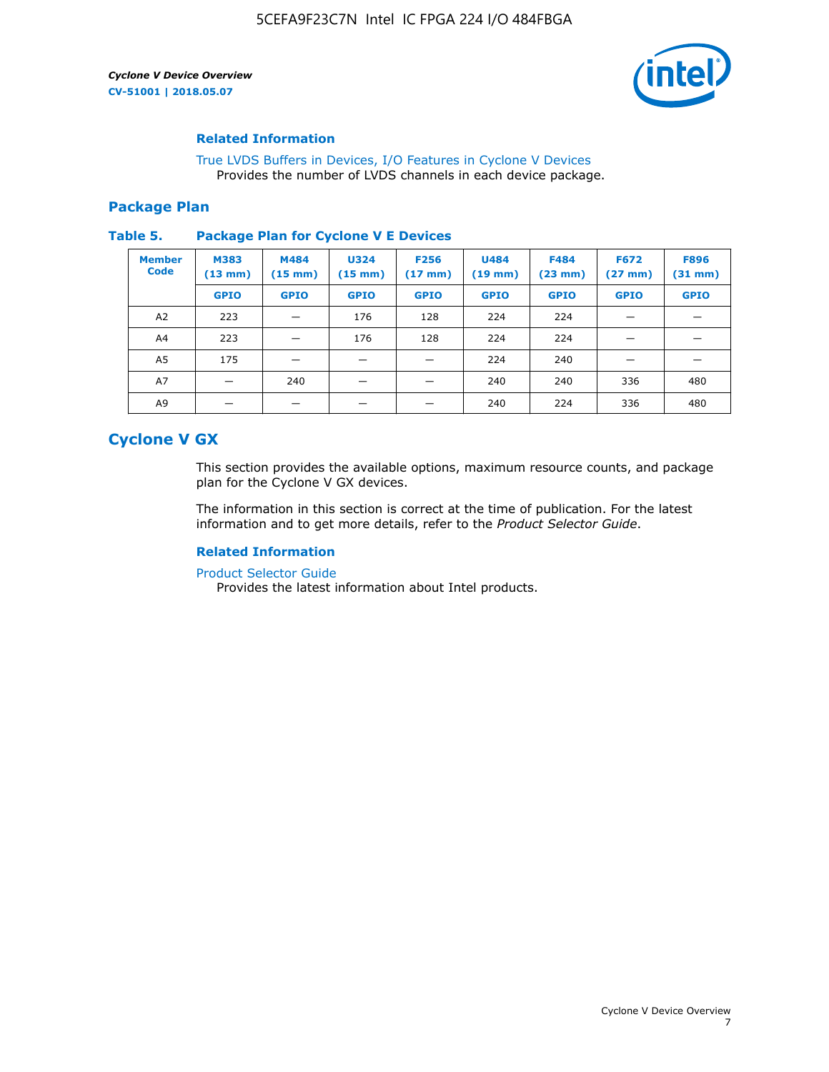### Related Information

True LVDS Buffers in Devices, I/O Features in Cyclone V Devices
Provides the number of LVDS channels in each device package.

## Package Plan

**Table 5. Package Plan for Cyclone V E Devices**

| Member Code | M383 (13 mm) | M484 (15 mm) | U324 (15 mm) | F256 (17 mm) | U484 (19 mm) | F484 (23 mm) | F672 (27 mm) | F896 (31 mm) |
|---|---|---|---|---|---|---|---|---|
| | GPIO | GPIO | GPIO | GPIO | GPIO | GPIO | GPIO | GPIO |
| A2 | 223 | — | 176 | 128 | 224 | 224 | — | — |
| A4 | 223 | — | 176 | 128 | 224 | 224 | — | — |
| A5 | 175 | — | — | — | 224 | 240 | — | — |
| A7 | — | 240 | — | — | 240 | 240 | 336 | 480 |
| A9 | — | — | — | — | 240 | 224 | 336 | 480 |

# Cyclone V GX

This section provides the available options, maximum resource counts, and package plan for the Cyclone V GX devices.

The information in this section is correct at the time of publication. For the latest information and to get more details, refer to the *Product Selector Guide*.

### Related Information

Product Selector Guide
Provides the latest information about Intel products.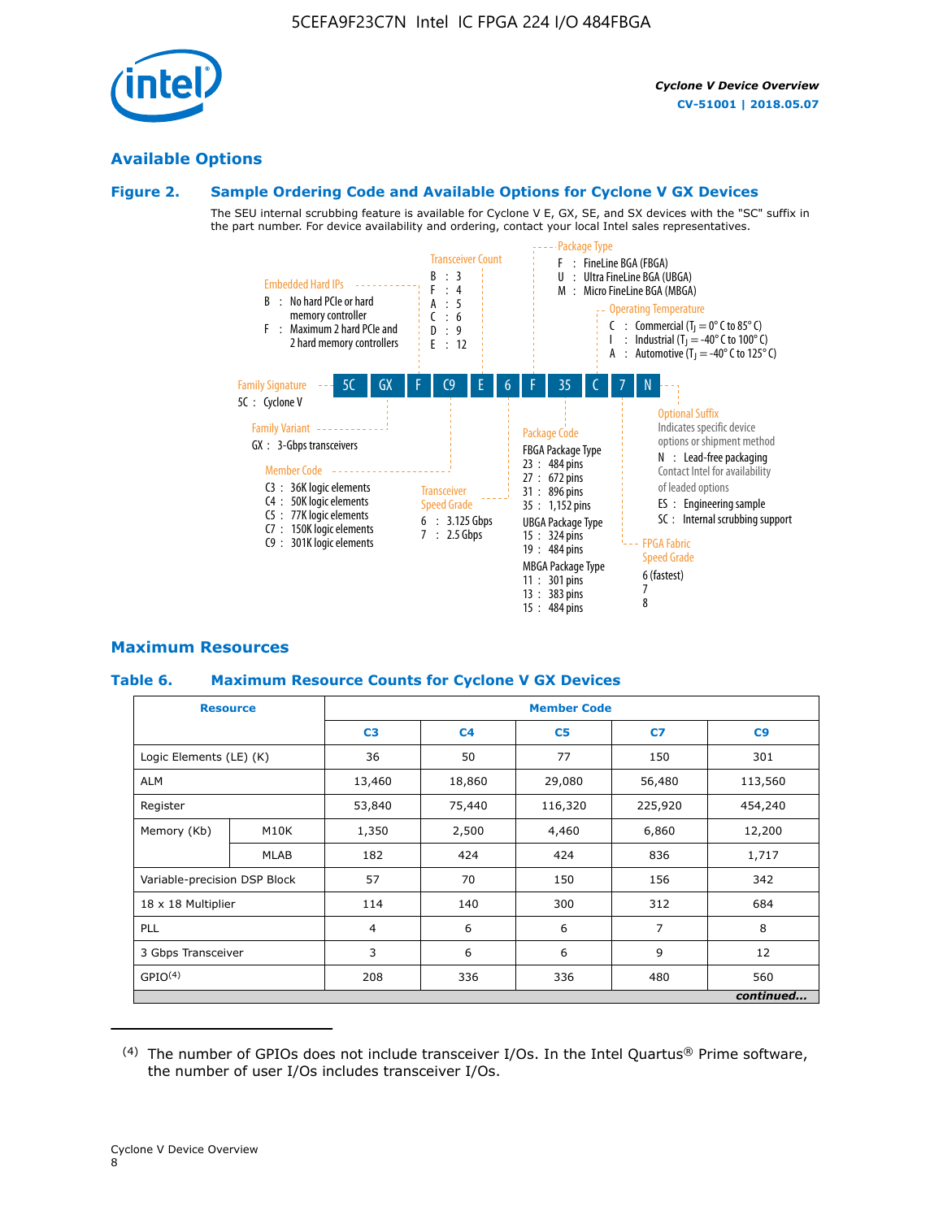## Available Options

### Figure 2. Sample Ordering Code and Available Options for Cyclone V GX Devices

The SEU internal scrubbing feature is available for Cyclone V E, GX, SE, and SX devices with the "SC" suffix in the part number. For device availability and ordering, contact your local Intel sales representatives.

Sample ordering code: 5C GX F C9 E 6 F 35 C 7 N

- **Family Signature**
  - 5C : Cyclone V
- **Family Variant**
  - GX : 3-Gbps transceivers
- **Embedded Hard IPs**
  - B : No hard PCIe or hard memory controller
  - F : Maximum 2 hard PCIe and 2 hard memory controllers
- **Member Code**
  - C3 : 36K logic elements
  - C4 : 50K logic elements
  - C5 : 77K logic elements
  - C7 : 150K logic elements
  - C9 : 301K logic elements
- **Transceiver Count**
  - B : 3
  - F : 4
  - A : 5
  - C : 6
  - D : 9
  - E : 12
- **Transceiver Speed Grade**
  - 6 : 3.125 Gbps
  - 7 : 2.5 Gbps
- **Package Type**
  - F : FineLine BGA (FBGA)
  - U : Ultra FineLine BGA (UBGA)
  - M : Micro FineLine BGA (MBGA)
- **Package Code**
  - FBGA Package Type
    - 23 : 484 pins
    - 27 : 672 pins
    - 31 : 896 pins
    - 35 : 1,152 pins
  - UBGA Package Type
    - 15 : 324 pins
    - 19 : 484 pins
  - MBGA Package Type
    - 11 : 301 pins
    - 13 : 383 pins
    - 15 : 484 pins
- **Operating Temperature**
  - C : Commercial ($T_J$ = 0° C to 85° C)
  - I : Industrial ($T_J$ = -40° C to 100° C)
  - A : Automotive ($T_J$ = -40° C to 125° C)
- **FPGA Fabric Speed Grade**
  - 6 (fastest)
  - 7
  - 8
- **Optional Suffix**
  - Indicates specific device options or shipment method
  - N : Lead-free packaging
  - Contact Intel for availability of leaded options
  - ES : Engineering sample
  - SC : Internal scrubbing support

## Maximum Resources

### Table 6. Maximum Resource Counts for Cyclone V GX Devices

| Resource | | Member Code | | | | |
|---|---|---|---|---|---|---|
| | | C3 | C4 | C5 | C7 | C9 |
| Logic Elements (LE) (K) | | 36 | 50 | 77 | 150 | 301 |
| ALM | | 13,460 | 18,860 | 29,080 | 56,480 | 113,560 |
| Register | | 53,840 | 75,440 | 116,320 | 225,920 | 454,240 |
| Memory (Kb) | M10K | 1,350 | 2,500 | 4,460 | 6,860 | 12,200 |
| | MLAB | 182 | 424 | 424 | 836 | 1,717 |
| Variable-precision DSP Block | | 57 | 70 | 150 | 156 | 342 |
| 18 x 18 Multiplier | | 114 | 140 | 300 | 312 | 684 |
| PLL | | 4 | 6 | 6 | 7 | 8 |
| 3 Gbps Transceiver | | 3 | 6 | 6 | 9 | 12 |
| GPIO[4] | | 208 | 336 | 336 | 480 | 560 |

*continued...*

(4) The number of GPIOs does not include transceiver I/Os. In the Intel Quartus® Prime software, the number of user I/Os includes transceiver I/Os.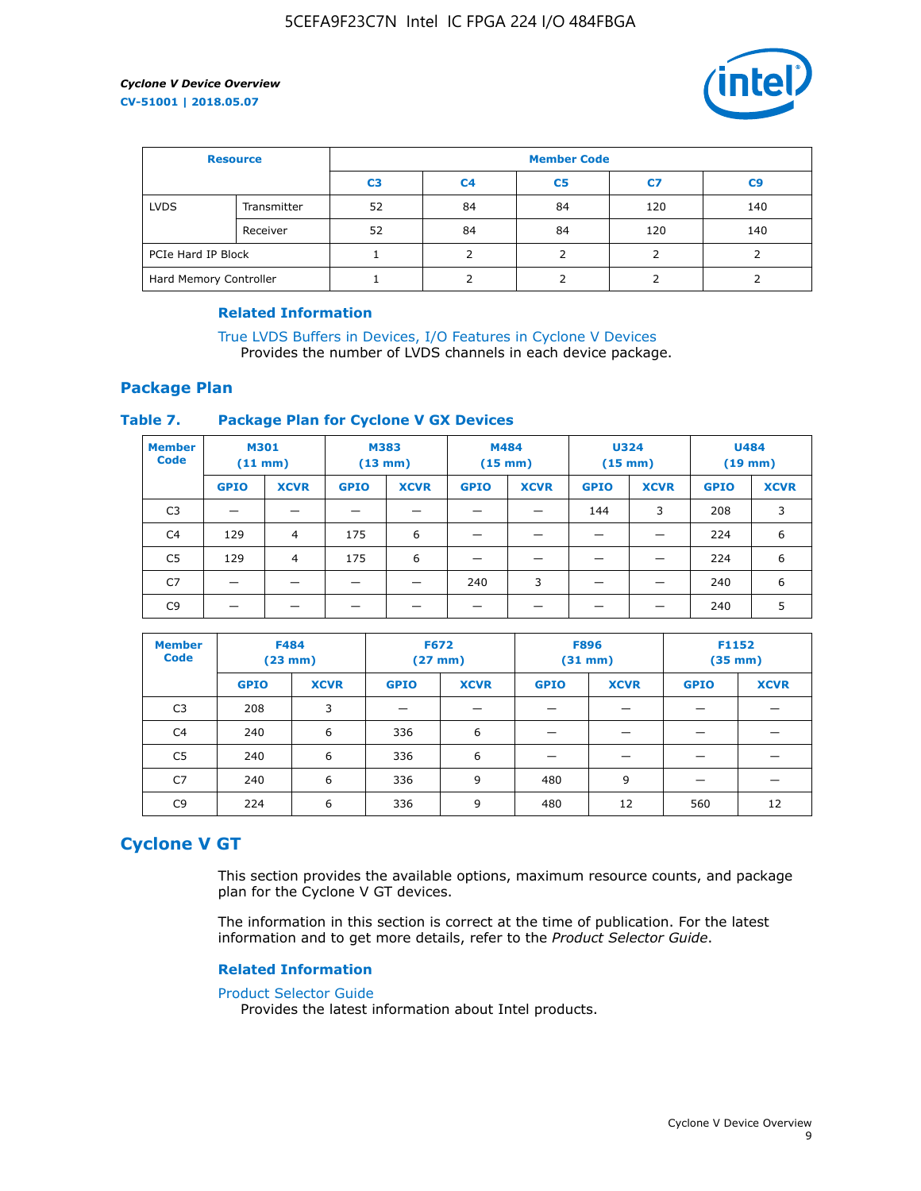| Resource | | Member Code | | | | |
|---|---|---|---|---|---|---|
| | | C3 | C4 | C5 | C7 | C9 |
| LVDS | Transmitter | 52 | 84 | 84 | 120 | 140 |
| | Receiver | 52 | 84 | 84 | 120 | 140 |
| PCIe Hard IP Block | | 1 | 2 | 2 | 2 | 2 |
| Hard Memory Controller | | 1 | 2 | 2 | 2 | 2 |

#### Related Information

True LVDS Buffers in Devices, I/O Features in Cyclone V Devices
Provides the number of LVDS channels in each device package.

## Package Plan

### Table 7. Package Plan for Cyclone V GX Devices

| Member Code | M301 (11 mm) | | M383 (13 mm) | | M484 (15 mm) | | U324 (15 mm) | | U484 (19 mm) | |
|---|---|---|---|---|---|---|---|---|---|---|
| | GPIO | XCVR | GPIO | XCVR | GPIO | XCVR | GPIO | XCVR | GPIO | XCVR |
| C3 | — | — | — | — | — | — | 144 | 3 | 208 | 3 |
| C4 | 129 | 4 | 175 | 6 | — | — | — | — | 224 | 6 |
| C5 | 129 | 4 | 175 | 6 | — | — | — | — | 224 | 6 |
| C7 | — | — | — | — | 240 | 3 | — | — | 240 | 6 |
| C9 | — | — | — | — | — | — | — | — | 240 | 5 |

| Member Code | F484 (23 mm) | | F672 (27 mm) | | F896 (31 mm) | | F1152 (35 mm) | |
|---|---|---|---|---|---|---|---|---|
| | GPIO | XCVR | GPIO | XCVR | GPIO | XCVR | GPIO | XCVR |
| C3 | 208 | 3 | — | — | — | — | — | — |
| C4 | 240 | 6 | 336 | 6 | — | — | — | — |
| C5 | 240 | 6 | 336 | 6 | — | — | — | — |
| C7 | 240 | 6 | 336 | 9 | 480 | 9 | — | — |
| C9 | 224 | 6 | 336 | 9 | 480 | 12 | 560 | 12 |

# Cyclone V GT

This section provides the available options, maximum resource counts, and package plan for the Cyclone V GT devices.

The information in this section is correct at the time of publication. For the latest information and to get more details, refer to the *Product Selector Guide*.

#### Related Information

Product Selector Guide
Provides the latest information about Intel products.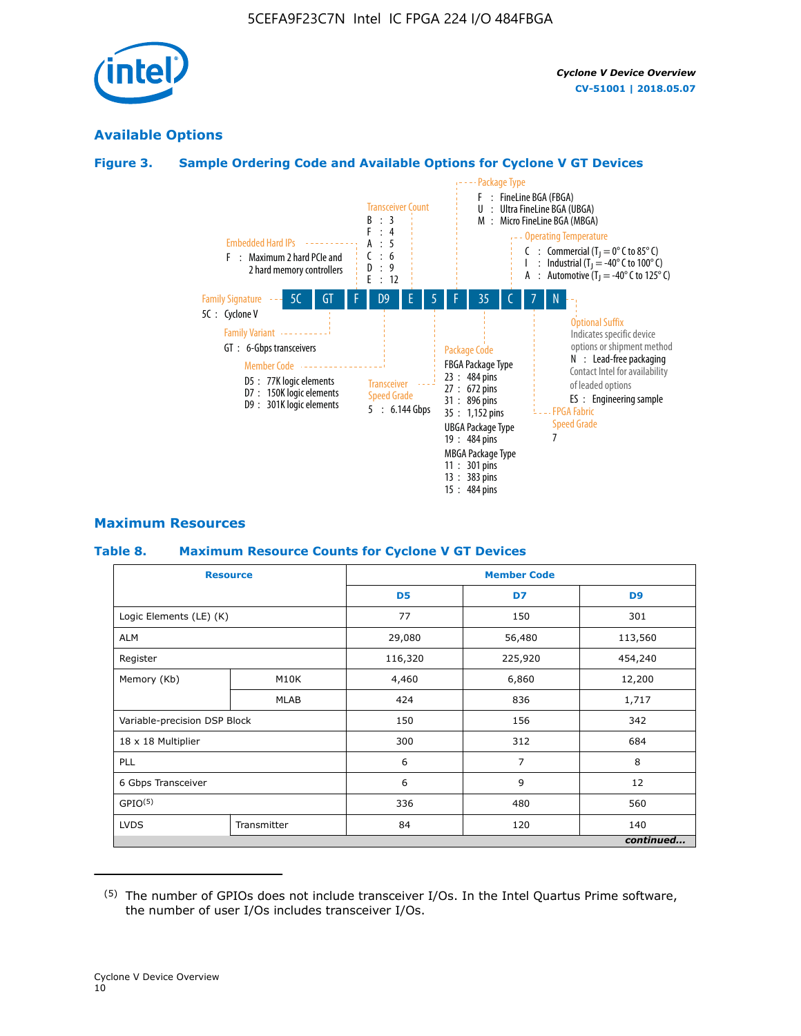## Available Options

### Figure 3. Sample Ordering Code and Available Options for Cycline V GT Devices

**Sample ordering code:** 5C GT F D9 E 5 F 35 C 7 N

- **Family Signature**
  - 5C : Cyclone V
- **Family Variant**
  - GT : 6-Gbps transceivers
- **Embedded Hard IPs**
  - F : Maximum 2 hard PCIe and 2 hard memory controllers
- **Member Code**
  - D5 : 77K logic elements
  - D7 : 150K logic elements
  - D9 : 301K logic elements
- **Transceiver Count**
  - B : 3
  - F : 4
  - A : 5
  - C : 6
  - D : 9
  - E : 12
- **Transceiver Speed Grade**
  - 5 : 6.144 Gbps
- **Package Type**
  - F : FineLine BGA (FBGA)
  - U : Ultra FineLine BGA (UBGA)
  - M : Micro FineLine BGA (MBGA)
- **Package Code**
  - FBGA Package Type
    - 23 : 484 pins
    - 27 : 672 pins
    - 31 : 896 pins
    - 35 : 1,152 pins
  - UBGA Package Type
    - 19 : 484 pins
  - MBGA Package Type
    - 11 : 301 pins
    - 13 : 383 pins
    - 15 : 484 pins
- **Operating Temperature**
  - C : Commercial ($T_J$ = 0° C to 85° C)
  - I : Industrial ($T_J$ = -40° C to 100° C)
  - A : Automotive ($T_J$ = -40° C to 125° C)
- **FPGA Fabric Speed Grade**
  - 7
- **Optional Suffix**
  - Indicates specific device options or shipment method
  - N : Lead-free packaging. Contact Intel for availability of leaded options
  - ES : Engineering sample

## Maximum Resources

### Table 8. Maximum Resource Counts for Cyclone V GT Devices

| Resource | | Member Code | | |
|---|---|---|---|---|
| | | D5 | D7 | D9 |
| Logic Elements (LE) (K) | | 77 | 150 | 301 |
| ALM | | 29,080 | 56,480 | 113,560 |
| Register | | 116,320 | 225,920 | 454,240 |
| Memory (Kb) | M10K | 4,460 | 6,860 | 12,200 |
| | MLAB | 424 | 836 | 1,717 |
| Variable-precision DSP Block | | 150 | 156 | 342 |
| 18 x 18 Multiplier | | 300 | 312 | 684 |
| PLL | | 6 | 7 | 8 |
| 6 Gbps Transceiver | | 6 | 9 | 12 |
| GPIO[5] | | 336 | 480 | 560 |
| LVDS | Transmitter | 84 | 120 | 140 |

*continued...*

(5) The number of GPIOs does not include transceiver I/Os. In the Intel Quartus Prime software, the number of user I/Os includes transceiver I/Os.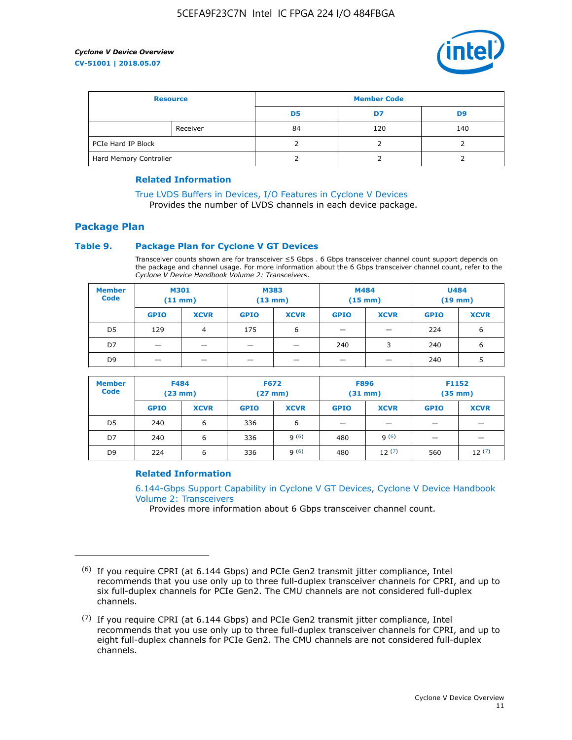| Resource | | Member Code | | |
|---|---|---|---|---|
| | | D5 | D7 | D9 |
| | Receiver | 84 | 120 | 140 |
| PCIe Hard IP Block | | 2 | 2 | 2 |
| Hard Memory Controller | | 2 | 2 | 2 |

**Related Information**

True LVDS Buffers in Devices, I/O Features in Cyclone V Devices
Provides the number of LVDS channels in each device package.

## Package Plan

### Table 9. Package Plan for Cyclone V GT Devices

Transceiver counts shown are for transceiver ≤5 Gbps . 6 Gbps transceiver channel count support depends on the package and channel usage. For more information about the 6 Gbps transceiver channel count, refer to the *Cyclone V Device Handbook Volume 2: Transceivers*.

| Member Code | M301 (11 mm) | | M383 (13 mm) | | M484 (15 mm) | | U484 (19 mm) | |
|---|---|---|---|---|---|---|---|---|
| | GPIO | XCVR | GPIO | XCVR | GPIO | XCVR | GPIO | XCVR |
| D5 | 129 | 4 | 175 | 6 | — | — | 224 | 6 |
| D7 | — | — | — | — | 240 | 3 | 240 | 6 |
| D9 | — | — | — | — | — | — | 240 | 5 |

| Member Code | F484 (23 mm) | | F672 (27 mm) | | F896 (31 mm) | | F1152 (35 mm) | |
|---|---|---|---|---|---|---|---|---|
| | GPIO | XCVR | GPIO | XCVR | GPIO | XCVR | GPIO | XCVR |
| D5 | 240 | 6 | 336 | 6 | — | — | — | — |
| D7 | 240 | 6 | 336 | 9 (6) | 480 | 9 (6) | — | — |
| D9 | 224 | 6 | 336 | 9 (6) | 480 | 12 (7) | 560 | 12 (7) |

**Related Information**

6.144-Gbps Support Capability in Cyclone V GT Devices, Cyclone V Device Handbook Volume 2: Transceivers
Provides more information about 6 Gbps transceiver channel count.

(6) If you require CPRI (at 6.144 Gbps) and PCIe Gen2 transmit jitter compliance, Intel recommends that you use only up to three full-duplex transceiver channels for CPRI, and up to six full-duplex channels for PCIe Gen2. The CMU channels are not considered full-duplex channels.

(7) If you require CPRI (at 6.144 Gbps) and PCIe Gen2 transmit jitter compliance, Intel recommends that you use only up to three full-duplex transceiver channels for CPRI, and up to eight full-duplex channels for PCIe Gen2. The CMU channels are not considered full-duplex channels.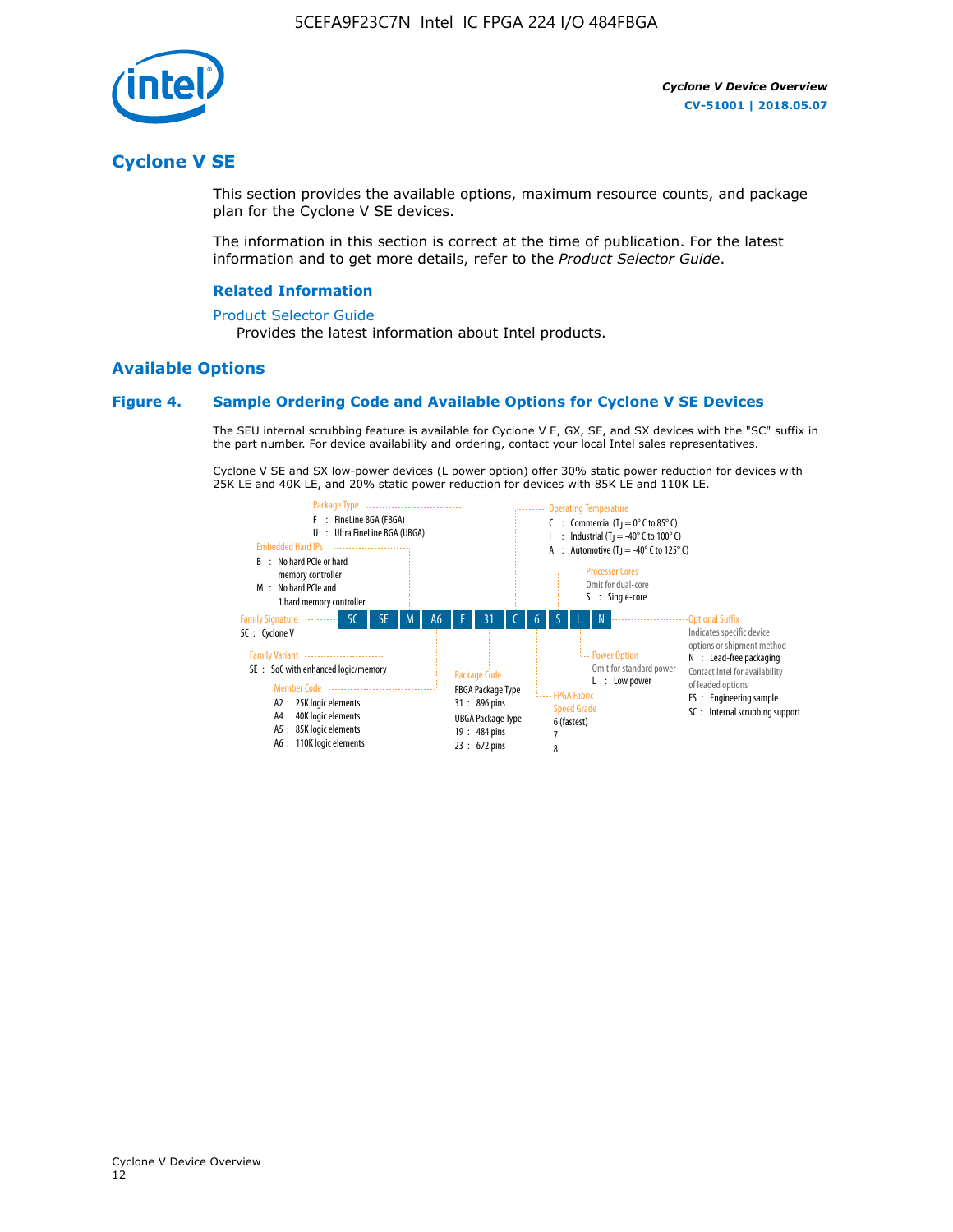## Cyclone V SE

This section provides the available options, maximum resource counts, and package plan for the Cyclone V SE devices.

The information in this section is correct at the time of publication. For the latest information and to get more details, refer to the *Product Selector Guide*.

### Related Information

Product Selector Guide
Provides the latest information about Intel products.

## Available Options

### Figure 4. Sample Ordering Code and Available Options for Cyclone V SE Devices

The SEU internal scrubbing feature is available for Cyclone V E, GX, SE, and SX devices with the "SC" suffix in the part number. For device availability and ordering, contact your local Intel sales representatives.

Cyclone V SE and SX low-power devices (L power option) offer 30% static power reduction for devices with 25K LE and 40K LE, and 20% static power reduction for devices with 85K LE and 110K LE.

**5C SE M A6 F 31 C 6 S L N**

- **Family Signature**
  - 5C : Cyclone V
- **Family Variant**
  - SE : SoC with enhanced logic/memory
- **Embedded Hard IPs**
  - B : No hard PCIe or hard memory controller
  - M : No hard PCIe and 1 hard memory controller
- **Member Code**
  - A2 : 25K logic elements
  - A4 : 40K logic elements
  - A5 : 85K logic elements
  - A6 : 110K logic elements
- **Package Type**
  - F : FineLine BGA (FBGA)
  - U : Ultra FineLine BGA (UBGA)
- **Package Code**
  - FBGA Package Type
    - 31 : 896 pins
  - UBGA Package Type
    - 19 : 484 pins
    - 23 : 672 pins
- **Operating Temperature**
  - C : Commercial ($T_J$ = 0° C to 85° C)
  - I : Industrial ($T_J$ = -40° C to 100° C)
  - A : Automotive ($T_J$ = -40° C to 125° C)
- **FPGA Fabric Speed Grade**
  - 6 (fastest)
  - 7
  - 8
- **Processor Cores**
  - Omit for dual-core
  - S : Single-core
- **Power Option**
  - Omit for standard power
  - L : Low power
- **Optional Suffix**
  - Indicates specific device options or shipment method
  - N : Lead-free packaging
  - Contact Intel for availability of leaded options
  - ES : Engineering sample
  - SC : Internal scrubbing support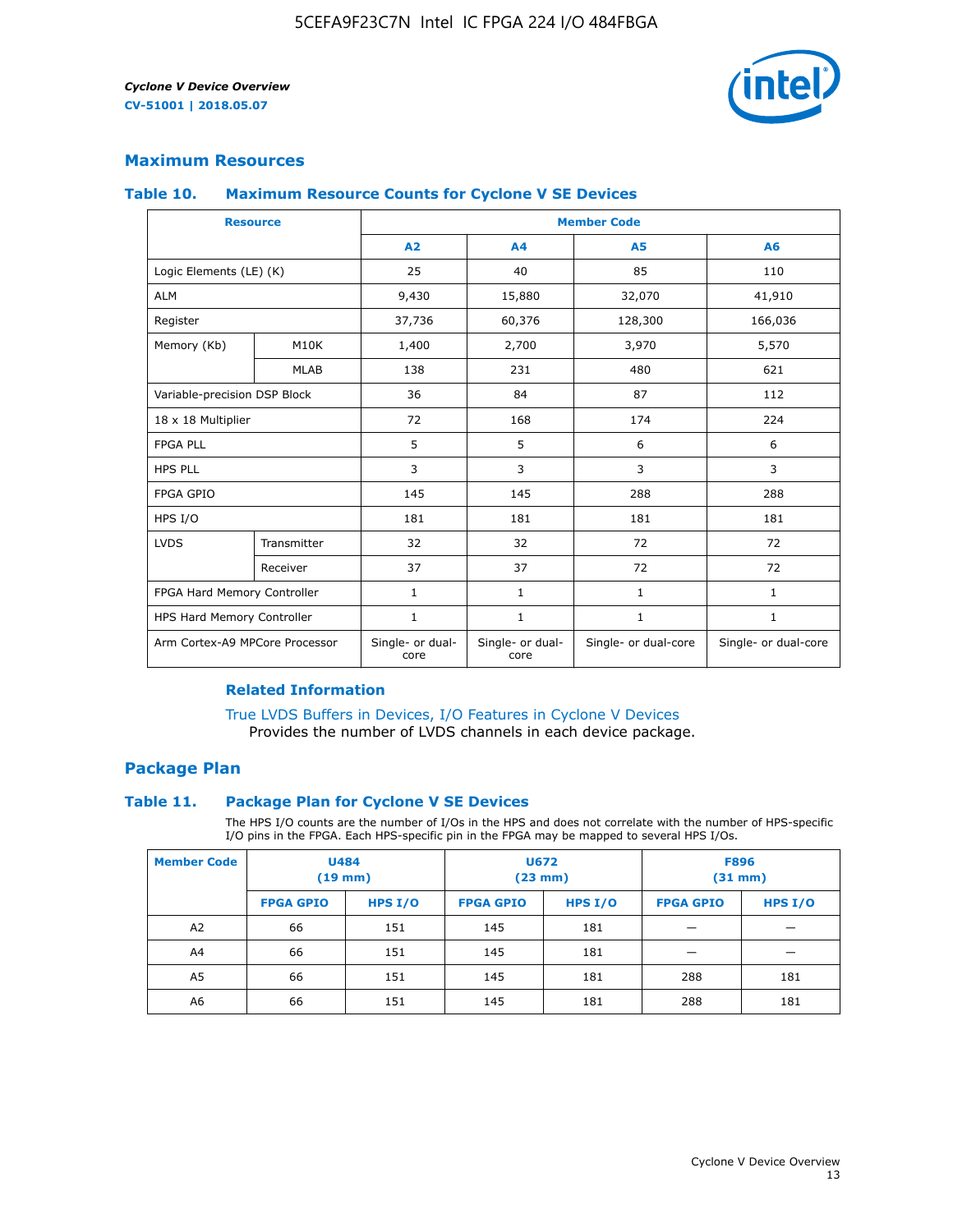## Maximum Resources

### Table 10. Maximum Resource Counts for Cyclone V SE Devices

| Resource | | Member Code | | | |
|---|---|---|---|---|---|
| | | A2 | A4 | A5 | A6 |
| Logic Elements (LE) (K) | | 25 | 40 | 85 | 110 |
| ALM | | 9,430 | 15,880 | 32,070 | 41,910 |
| Register | | 37,736 | 60,376 | 128,300 | 166,036 |
| Memory (Kb) | M10K | 1,400 | 2,700 | 3,970 | 5,570 |
| | MLAB | 138 | 231 | 480 | 621 |
| Variable-precision DSP Block | | 36 | 84 | 87 | 112 |
| 18 x 18 Multiplier | | 72 | 168 | 174 | 224 |
| FPGA PLL | | 5 | 5 | 6 | 6 |
| HPS PLL | | 3 | 3 | 3 | 3 |
| FPGA GPIO | | 145 | 145 | 288 | 288 |
| HPS I/O | | 181 | 181 | 181 | 181 |
| LVDS | Transmitter | 32 | 32 | 72 | 72 |
| | Receiver | 37 | 37 | 72 | 72 |
| FPGA Hard Memory Controller | | 1 | 1 | 1 | 1 |
| HPS Hard Memory Controller | | 1 | 1 | 1 | 1 |
| Arm Cortex-A9 MPCore Processor | | Single- or dual-core | Single- or dual-core | Single- or dual-core | Single- or dual-core |

#### Related Information

True LVDS Buffers in Devices, I/O Features in Cyclone V Devices
Provides the number of LVDS channels in each device package.

## Package Plan

### Table 11. Package Plan for Cyclone V SE Devices

The HPS I/O counts are the number of I/Os in the HPS and does not correlate with the number of HPS-specific I/O pins in the FPGA. Each HPS-specific pin in the FPGA may be mapped to several HPS I/Os.

| Member Code | U484 (19 mm) | | U672 (23 mm) | | F896 (31 mm) | |
|---|---|---|---|---|---|---|
| | FPGA GPIO | HPS I/O | FPGA GPIO | HPS I/O | FPGA GPIO | HPS I/O |
| A2 | 66 | 151 | 145 | 181 | — | — |
| A4 | 66 | 151 | 145 | 181 | — | — |
| A5 | 66 | 151 | 145 | 181 | 288 | 181 |
| A6 | 66 | 151 | 145 | 181 | 288 | 181 |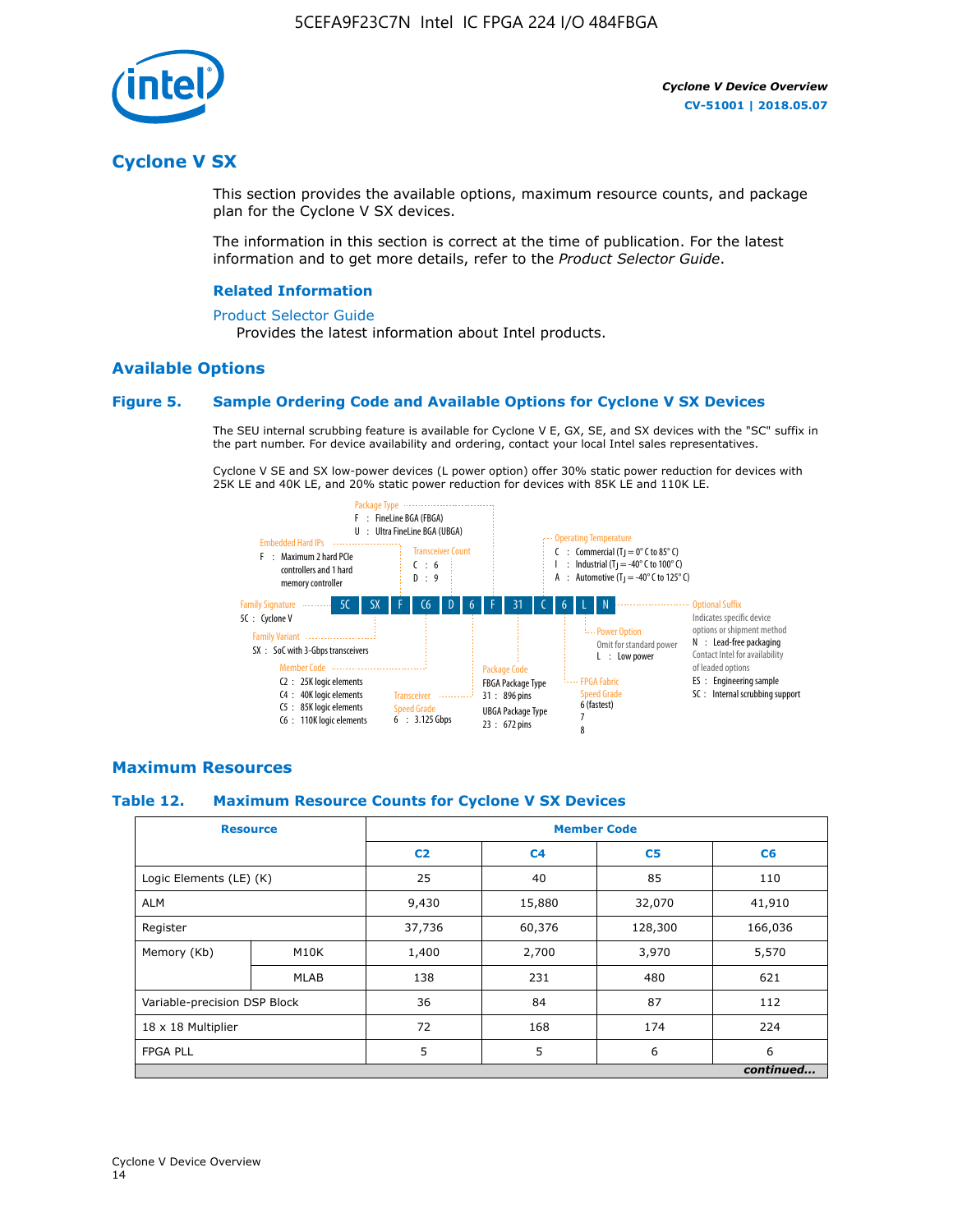## Cyclone V SX

This section provides the available options, maximum resource counts, and package plan for the Cyclone V SX devices.

The information in this section is correct at the time of publication. For the latest information and to get more details, refer to the *Product Selector Guide*.

### Related Information

Product Selector Guide

Provides the latest information about Intel products.

### Available Options

#### Figure 5. Sample Ordering Code and Available Options for Cyclone V SX Devices

The SEU internal scrubbing feature is available for Cyclone V E, GX, SE, and SX devices with the "SC" suffix in the part number. For device availability and ordering, contact your local Intel sales representatives.

Cyclone V SE and SX low-power devices (L power option) offer 30% static power reduction for devices with 25K LE and 40K LE, and 20% static power reduction for devices with 85K LE and 110K LE.

Sample ordering code: 5C SX F C6 D 6 F 31 C 6 L N

- **Family Signature**
  - 5C : Cyclone V
- **Family Variant**
  - SX : SoC with 3-Gbps transceivers
- **Embedded Hard IPs**
  - F : Maximum 2 hard PCIe controllers and 1 hard memory controller
- **Member Code**
  - C2 : 25K logic elements
  - C4 : 40K logic elements
  - C5 : 85K logic elements
  - C6 : 110K logic elements
- **Transceiver Count**
  - C : 6
  - D : 9
- **Transceiver Speed Grade**
  - 6 : 3.125 Gbps
- **Package Type**
  - F : FineLine BGA (FBGA)
  - U : Ultra FineLine BGA (UBGA)
- **Package Code**
  - FBGA Package Type
    - 31 : 896 pins
  - UBGA Package Type
    - 23 : 672 pins
- **Operating Temperature**
  - C : Commercial ($T_J$ = 0° C to 85° C)
  - I : Industrial ($T_J$ = -40° C to 100° C)
  - A : Automotive ($T_J$ = -40° C to 125° C)
- **FPGA Fabric Speed Grade**
  - 6 (fastest)
  - 7
  - 8
- **Power Option**
  - Omit for standard power
  - L : Low power
- **Optional Suffix**
  - Indicates specific device options or shipment method
  - N : Lead-free packaging. Contact Intel for availability of leaded options
  - ES : Engineering sample
  - SC : Internal scrubbing support

### Maximum Resources

#### Table 12. Maximum Resource Counts for Cyclone V SX Devices

| Resource | | Member Code | | | |
|---|---|---|---|---|---|
| | | C2 | C4 | C5 | C6 |
| Logic Elements (LE) (K) | | 25 | 40 | 85 | 110 |
| ALM | | 9,430 | 15,880 | 32,070 | 41,910 |
| Register | | 37,736 | 60,376 | 128,300 | 166,036 |
| Memory (Kb) | M10K | 1,400 | 2,700 | 3,970 | 5,570 |
| | MLAB | 138 | 231 | 480 | 621 |
| Variable-precision DSP Block | | 36 | 84 | 87 | 112 |
| 18 x 18 Multiplier | | 72 | 168 | 174 | 224 |
| FPGA PLL | | 5 | 5 | 6 | 6 |

*continued...*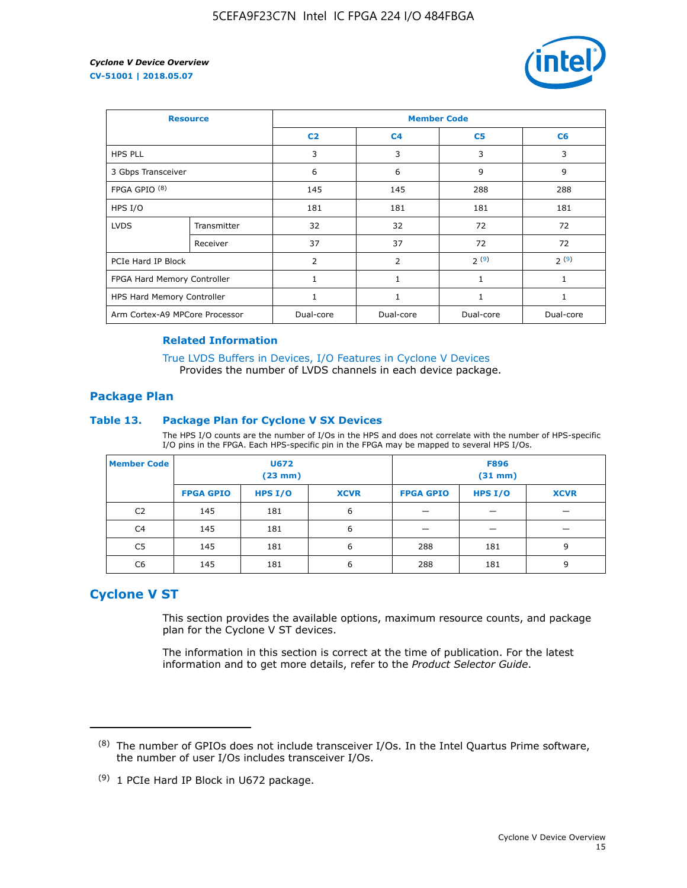| Resource | | Member Code | | | |
|---|---|---|---|---|---|
| | | C2 | C4 | C5 | C6 |
| HPS PLL | | 3 | 3 | 3 | 3 |
| 3 Gbps Transceiver | | 6 | 6 | 9 | 9 |
| FPGA GPIO [(8)] | | 145 | 145 | 288 | 288 |
| HPS I/O | | 181 | 181 | 181 | 181 |
| LVDS | Transmitter | 32 | 32 | 72 | 72 |
| | Receiver | 37 | 37 | 72 | 72 |
| PCIe Hard IP Block | | 2 | 2 | 2 [(9)] | 2 [(9)] |
| FPGA Hard Memory Controller | | 1 | 1 | 1 | 1 |
| HPS Hard Memory Controller | | 1 | 1 | 1 | 1 |
| Arm Cortex-A9 MPCore Processor | | Dual-core | Dual-core | Dual-core | Dual-core |

**Related Information**

True LVDS Buffers in Devices, I/O Features in Cyclone V Devices
Provides the number of LVDS channels in each device package.

## Package Plan

### Table 13. Package Plan for Cyclone V SX Devices

The HPS I/O counts are the number of I/Os in the HPS and does not correlate with the number of HPS-specific I/O pins in the FPGA. Each HPS-specific pin in the FPGA may be mapped to several HPS I/Os.

| Member Code | U672 (23 mm) | | | F896 (31 mm) | | |
|---|---|---|---|---|---|---|
| | FPGA GPIO | HPS I/O | XCVR | FPGA GPIO | HPS I/O | XCVR |
| C2 | 145 | 181 | 6 | — | — | — |
| C4 | 145 | 181 | 6 | — | — | — |
| C5 | 145 | 181 | 6 | 288 | 181 | 9 |
| C6 | 145 | 181 | 6 | 288 | 181 | 9 |

## Cyclone V ST

This section provides the available options, maximum resource counts, and package plan for the Cyclone V ST devices.

The information in this section is correct at the time of publication. For the latest information and to get more details, refer to the *Product Selector Guide*.

(8) The number of GPIOs does not include transceiver I/Os. In the Intel Quartus Prime software, the number of user I/Os includes transceiver I/Os.

(9) 1 PCIe Hard IP Block in U672 package.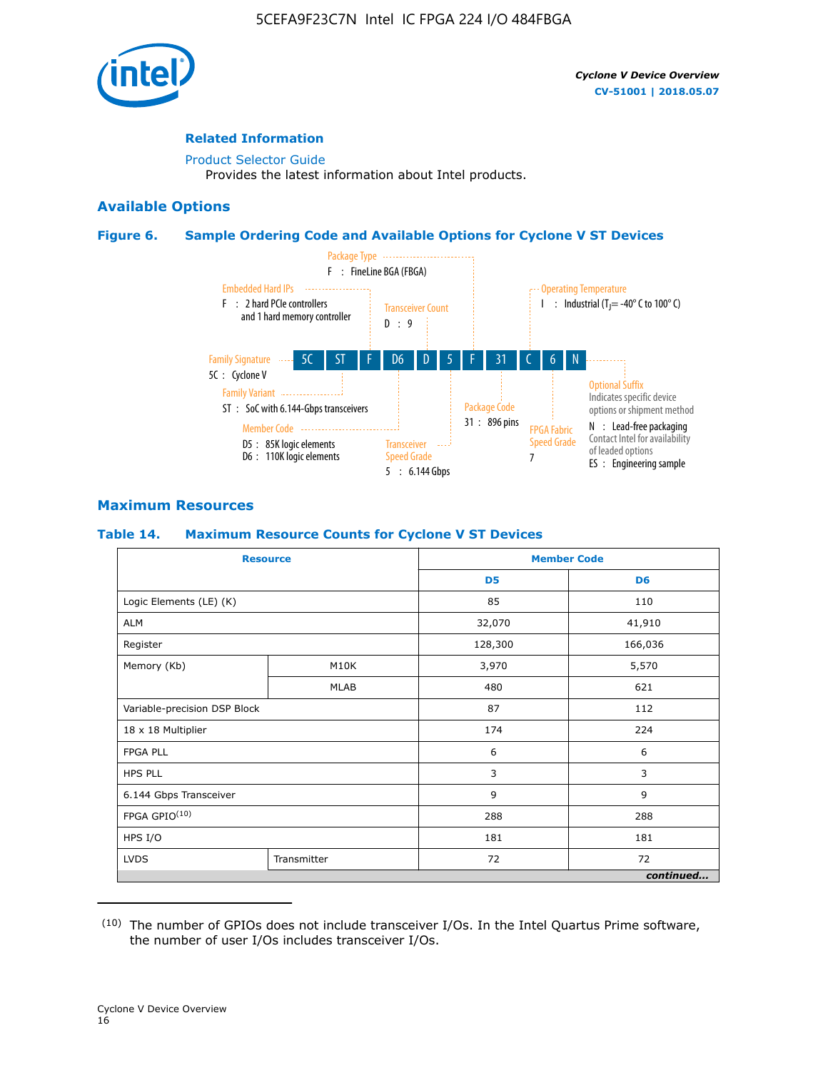## Related Information

Product Selector Guide

Provides the latest information about Intel products.

## Available Options

### Figure 6. Sample Ordering Code and Available Options for Cyclone V ST Devices

Package Type
F : FineLine BGA (FBGA)

Embedded Hard IPs
F : 2 hard PCIe controllers and 1 hard memory controller

Transceiver Count
D : 9

Operating Temperature
I : Industrial ($T_J$ = -40° C to 100° C)

5C | ST | F | D6 | D | 5 | F | 31 | C | 6 | N

Family Signature
5C : Cyclone V

Family Variant
ST : SoC with 6.144-Gbps transceivers

Member Code
D5 : 85K logic elements
D6 : 110K logic elements

Transceiver Speed Grade
5 : 6.144 Gbps

Package Code
31 : 896 pins

FPGA Fabric Speed Grade
7

Optional Suffix
Indicates specific device options or shipment method
N : Lead-free packaging
Contact Intel for availability of leaded options
ES : Engineering sample

## Maximum Resources

### Table 14. Maximum Resource Counts for Cyclone V ST Devices

| Resource | | Member Code | |
|---|---|---|---|
| | | D5 | D6 |
| Logic Elements (LE) (K) | | 85 | 110 |
| ALM | | 32,070 | 41,910 |
| Register | | 128,300 | 166,036 |
| Memory (Kb) | M10K | 3,970 | 5,570 |
| | MLAB | 480 | 621 |
| Variable-precision DSP Block | | 87 | 112 |
| 18 x 18 Multiplier | | 174 | 224 |
| FPGA PLL | | 6 | 6 |
| HPS PLL | | 3 | 3 |
| 6.144 Gbps Transceiver | | 9 | 9 |
| FPGA GPIO[10] | | 288 | 288 |
| HPS I/O | | 181 | 181 |
| LVDS | Transmitter | 72 | 72 |

*continued...*

(10) The number of GPIOs does not include transceiver I/Os. In the Intel Quartus Prime software, the number of user I/Os includes transceiver I/Os.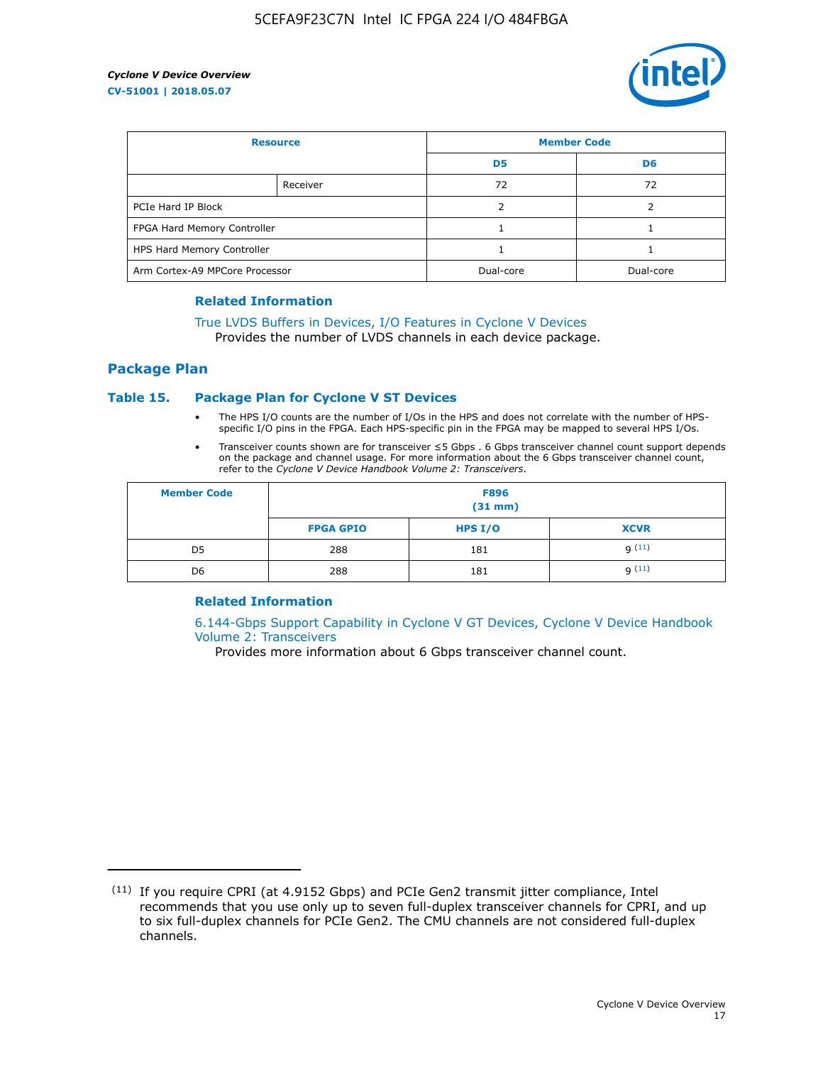| Resource | | Member Code | |
|---|---|---|---|
| | | D5 | D6 |
| | Receiver | 72 | 72 |
| PCIe Hard IP Block | | 2 | 2 |
| FPGA Hard Memory Controller | | 1 | 1 |
| HPS Hard Memory Controller | | 1 | 1 |
| Arm Cortex-A9 MPCore Processor | | Dual-core | Dual-core |

### Related Information

True LVDS Buffers in Devices, I/O Features in Cyclone V Devices
Provides the number of LVDS channels in each device package.

## Package Plan

### Table 15. Package Plan for Cyclone V ST Devices

- The HPS I/O counts are the number of I/Os in the HPS and does not correlate with the number of HPS-specific I/O pins in the FPGA. Each HPS-specific pin in the FPGA may be mapped to several HPS I/Os.
- Transceiver counts shown are for transceiver ≤5 Gbps . 6 Gbps transceiver channel count support depends on the package and channel usage. For more information about the 6 Gbps transceiver channel count, refer to the *Cyclone V Device Handbook Volume 2: Transceivers*.

| Member Code | F896 (31 mm) | | |
|---|---|---|---|
| | FPGA GPIO | HPS I/O | XCVR |
| D5 | 288 | 181 | 9 [11] |
| D6 | 288 | 181 | 9 [11] |

### Related Information

6.144-Gbps Support Capability in Cyclone V GT Devices, Cyclone V Device Handbook Volume 2: Transceivers
Provides more information about 6 Gbps transceiver channel count.

---

(11) If you require CPRI (at 4.9152 Gbps) and PCIe Gen2 transmit jitter compliance, Intel recommends that you use only up to seven full-duplex transceiver channels for CPRI, and up to six full-duplex channels for PCIe Gen2. The CMU channels are not considered full-duplex channels.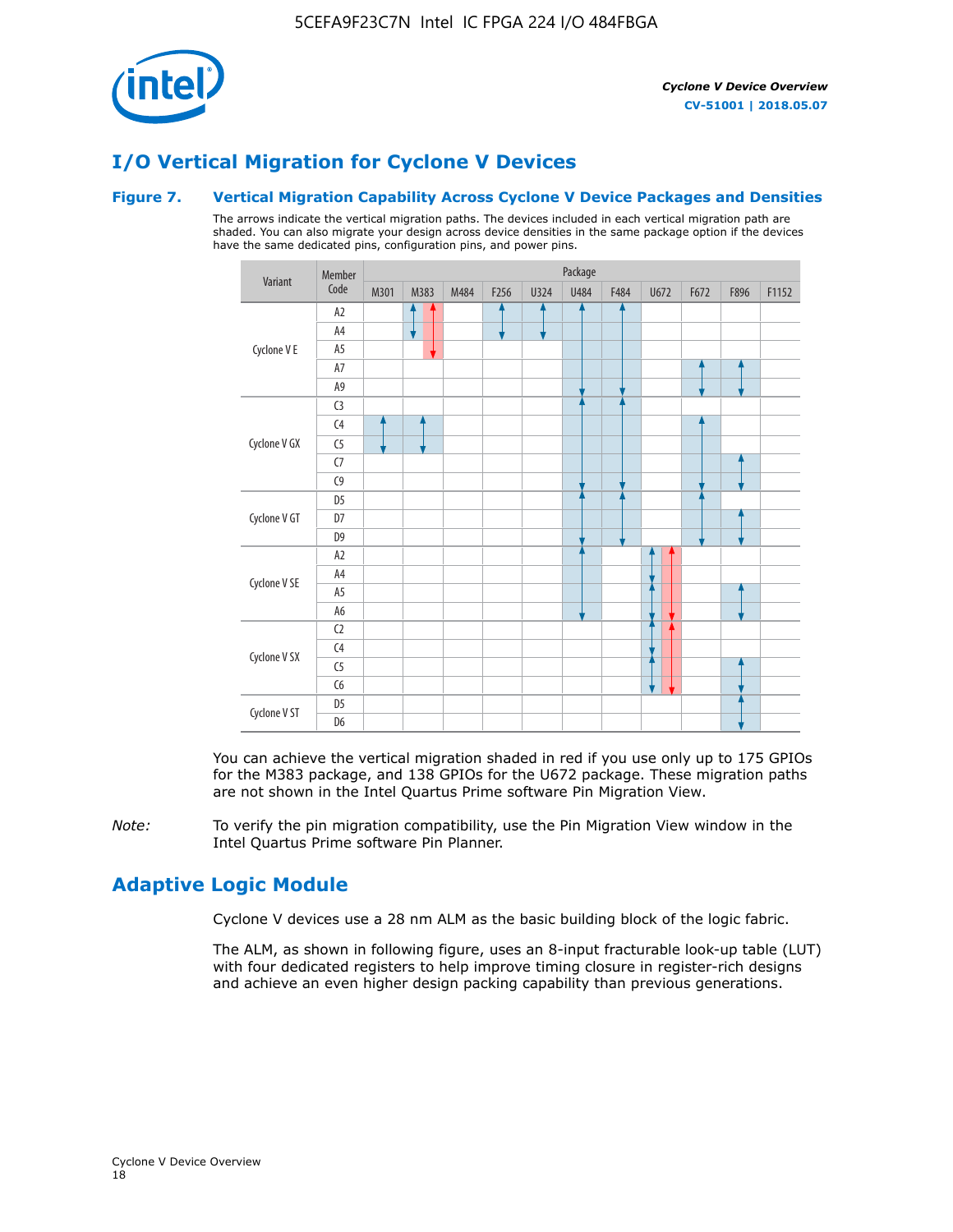## I/O Vertical Migration for Cyclone V Devices

### Figure 7. Vertical Migration Capability Across Cyclone V Device Packages and Densities

The arrows indicate the vertical migration paths. The devices included in each vertical migration path are shaded. You can also migrate your design across device densities in the same package option if the devices have the same dedicated pins, configuration pins, and power pins.

| Variant | Member Code | M301 | M383 | M484 | F256 | U324 | U484 | F484 | U672 | F672 | F896 | F1152 |
|---|---|---|---|---|---|---|---|---|---|---|---|---|
| Cyclone V E | A2 | | | | | | | | | | | |
| | A4 | | | | | | | | | | | |
| | A5 | | | | | | | | | | | |
| | A7 | | | | | | | | | | | |
| | A9 | | | | | | | | | | | |
| Cyclone V GX | C3 | | | | | | | | | | | |
| | C4 | | | | | | | | | | | |
| | C5 | | | | | | | | | | | |
| | C7 | | | | | | | | | | | |
| | C9 | | | | | | | | | | | |
| Cyclone V GT | D5 | | | | | | | | | | | |
| | D7 | | | | | | | | | | | |
| | D9 | | | | | | | | | | | |
| Cyclone V SE | A2 | | | | | | | | | | | |
| | A4 | | | | | | | | | | | |
| | A5 | | | | | | | | | | | |
| | A6 | | | | | | | | | | | |
| Cyclone V SX | C2 | | | | | | | | | | | |
| | C4 | | | | | | | | | | | |
| | C5 | | | | | | | | | | | |
| | C6 | | | | | | | | | | | |
| Cyclone V ST | D5 | | | | | | | | | | | |
| | D6 | | | | | | | | | | | |

You can achieve the vertical migration shaded in red if you use only up to 175 GPIOs for the M383 package, and 138 GPIOs for the U672 package. These migration paths are not shown in the Intel Quartus Prime software Pin Migration View.

*Note:* To verify the pin migration compatibility, use the Pin Migration View window in the Intel Quartus Prime software Pin Planner.

## Adaptive Logic Module

Cyclone V devices use a 28 nm ALM as the basic building block of the logic fabric.

The ALM, as shown in following figure, uses an 8-input fracturable look-up table (LUT) with four dedicated registers to help improve timing closure in register-rich designs and achieve an even higher design packing capability than previous generations.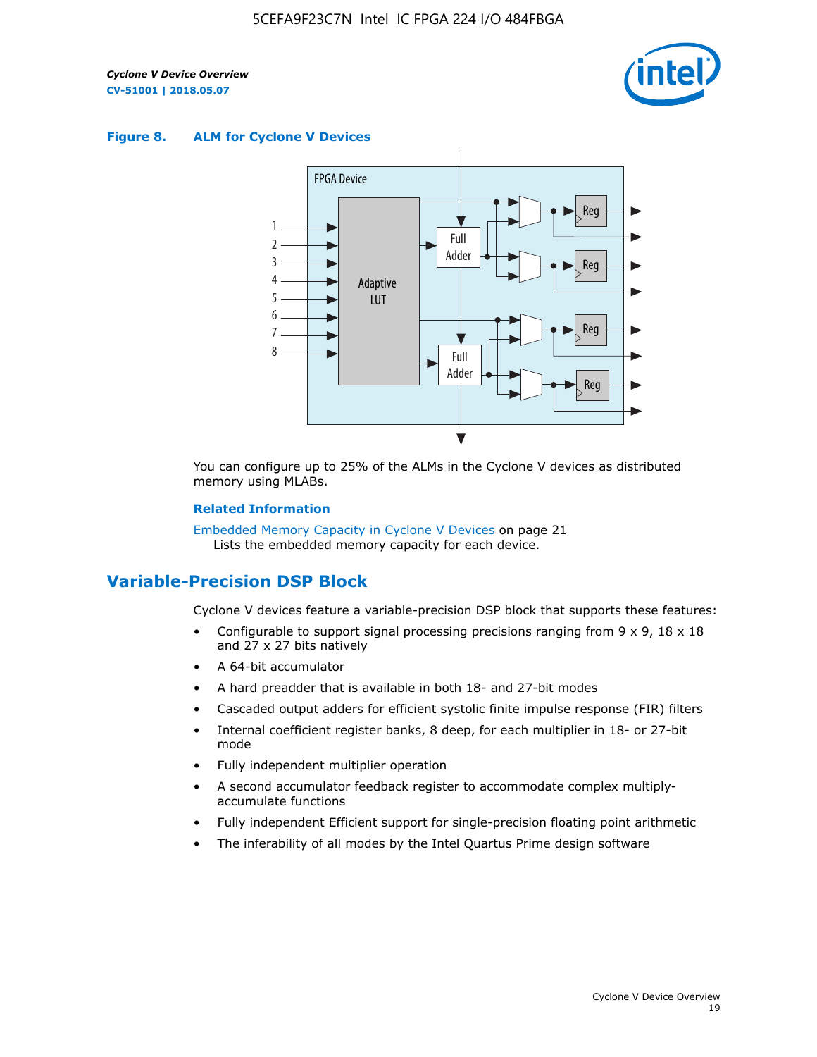**Figure 8. ALM for Cylone V Devices**

You can configure up to 25% of the ALMs in the Cyclone V devices as distributed memory using MLABs.

**Related Information**

Embedded Memory Capacity in Cyclone V Devices on page 21
Lists the embedded memory capacity for each device.

## Variable-Precision DSP Block

Cyclone V devices feature a variable-precision DSP block that supports these features:

- Configurable to support signal processing precisions ranging from 9 x 9, 18 x 18 and 27 x 27 bits natively
- A 64-bit accumulator
- A hard preadder that is available in both 18- and 27-bit modes
- Cascaded output adders for efficient systolic finite impulse response (FIR) filters
- Internal coefficient register banks, 8 deep, for each multiplier in 18- or 27-bit mode
- Fully independent multiplier operation
- A second accumulator feedback register to accommodate complex multiply-accumulate functions
- Fully independent Efficient support for single-precision floating point arithmetic
- The inferability of all modes by the Intel Quartus Prime design software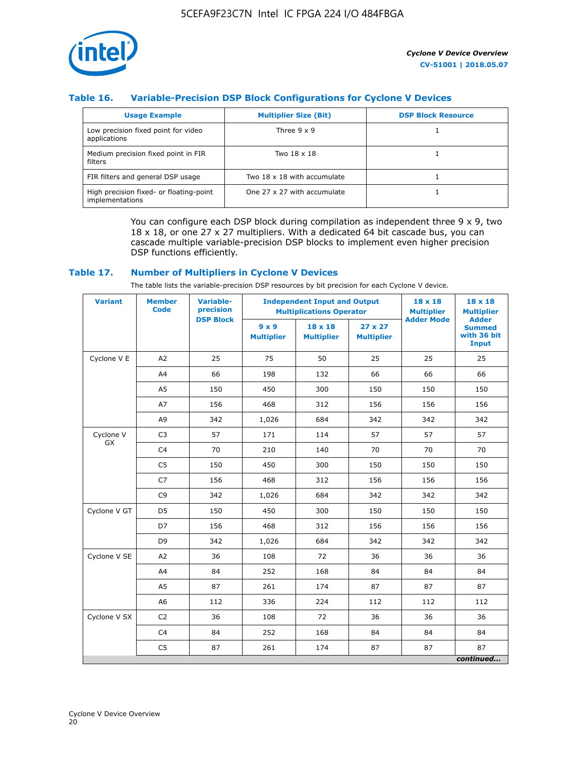### Table 16. Variable-Precision DSP Block Configurations for Cyclone V Devices

| Usage Example | Multiplier Size (Bit) | DSP Block Resource |
|---|---|---|
| Low precision fixed point for video applications | Three 9 x 9 | 1 |
| Medium precision fixed point in FIR filters | Two 18 x 18 | 1 |
| FIR filters and general DSP usage | Two 18 x 18 with accumulate | 1 |
| High precision fixed- or floating-point implementations | One 27 x 27 with accumulate | 1 |

You can configure each DSP block during compilation as independent three 9 x 9, two 18 x 18, or one 27 x 27 multipliers. With a dedicated 64 bit cascade bus, you can cascade multiple variable-precision DSP blocks to implement even higher precision DSP functions efficiently.

### Table 17. Number of Multipliers in Cyclone V Devices

The table lists the variable-precision DSP resources by bit precision for each Cyclone V device.

| Variant | Member Code | Variable-precision DSP Block | Independent Input and Output Multiplications Operator | | | 18 x 18 Multiplier Adder Mode | 18 x 18 Multiplier Adder Summed with 36 bit Input |
|---|---|---|---|---|---|---|---|
| | | | 9 x 9 Multiplier | 18 x 18 Multiplier | 27 x 27 Multiplier | | |
| Cyclone V E | A2 | 25 | 75 | 50 | 25 | 25 | 25 |
| | A4 | 66 | 198 | 132 | 66 | 66 | 66 |
| | A5 | 150 | 450 | 300 | 150 | 150 | 150 |
| | A7 | 156 | 468 | 312 | 156 | 156 | 156 |
| | A9 | 342 | 1,026 | 684 | 342 | 342 | 342 |
| Cyclone V GX | C3 | 57 | 171 | 114 | 57 | 57 | 57 |
| | C4 | 70 | 210 | 140 | 70 | 70 | 70 |
| | C5 | 150 | 450 | 300 | 150 | 150 | 150 |
| | C7 | 156 | 468 | 312 | 156 | 156 | 156 |
| | C9 | 342 | 1,026 | 684 | 342 | 342 | 342 |
| Cyclone V GT | D5 | 150 | 450 | 300 | 150 | 150 | 150 |
| | D7 | 156 | 468 | 312 | 156 | 156 | 156 |
| | D9 | 342 | 1,026 | 684 | 342 | 342 | 342 |
| Cyclone V SE | A2 | 36 | 108 | 72 | 36 | 36 | 36 |
| | A4 | 84 | 252 | 168 | 84 | 84 | 84 |
| | A5 | 87 | 261 | 174 | 87 | 87 | 87 |
| | A6 | 112 | 336 | 224 | 112 | 112 | 112 |
| Cyclone V SX | C2 | 36 | 108 | 72 | 36 | 36 | 36 |
| | C4 | 84 | 252 | 168 | 84 | 84 | 84 |
| | C5 | 87 | 261 | 174 | 87 | 87 | 87 |

*continued...*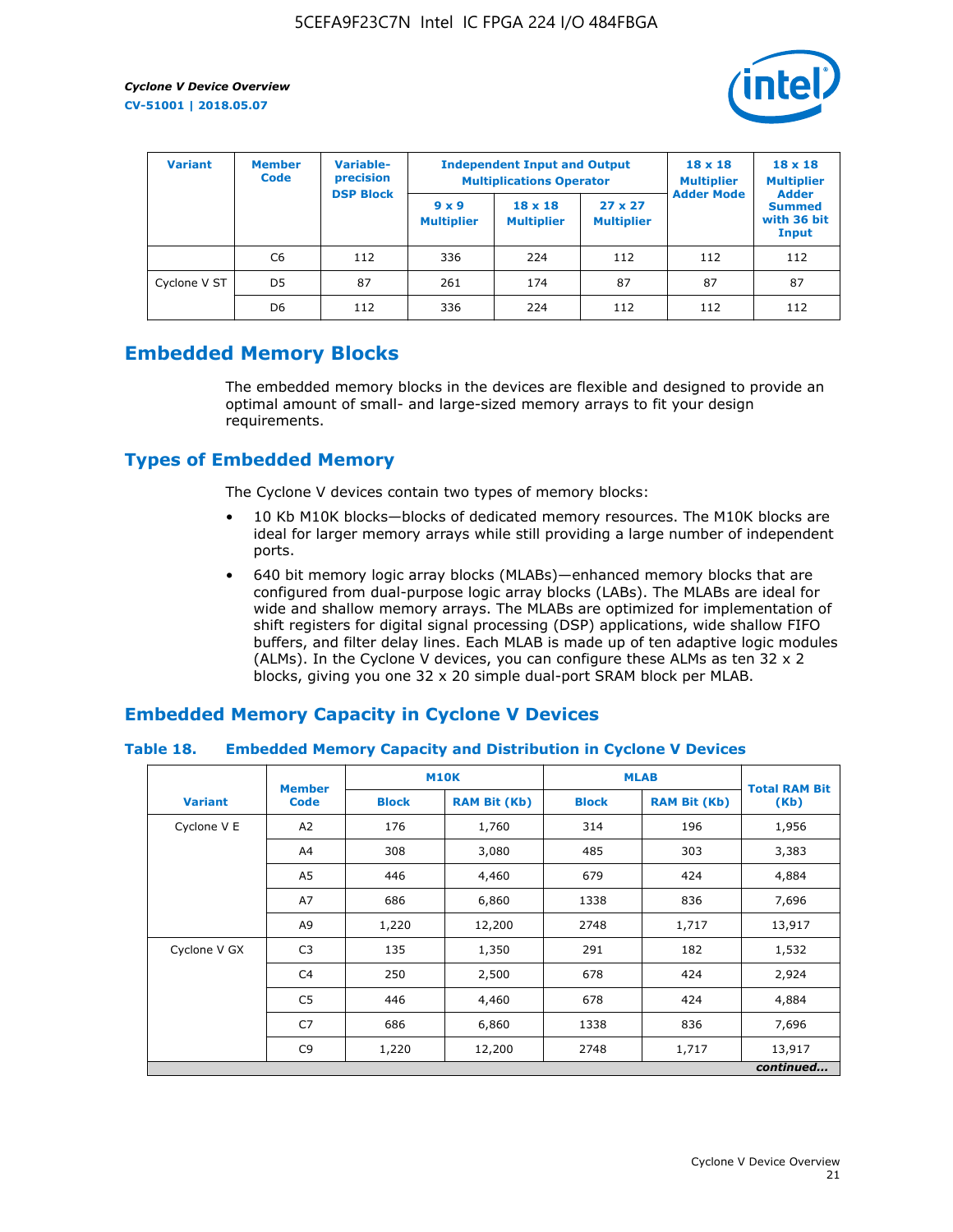| Variant | Member Code | Variable-precision DSP Block | Independent Input and Output Multiplications Operator | | | 18 x 18 Multiplier Adder Mode | 18 x 18 Multiplier Adder Summed with 36 bit Input |
|---|---|---|---|---|---|---|---|
| | | | 9 x 9 Multiplier | 18 x 18 Multiplier | 27 x 27 Multiplier | | |
| | C6 | 112 | 336 | 224 | 112 | 112 | 112 |
| Cyclone V ST | D5 | 87 | 261 | 174 | 87 | 87 | 87 |
| | D6 | 112 | 336 | 224 | 112 | 112 | 112 |

## Embedded Memory Blocks

The embedded memory blocks in the devices are flexible and designed to provide an optimal amount of small- and large-sized memory arrays to fit your design requirements.

## Types of Embedded Memory

The Cyclone V devices contain two types of memory blocks:

- 10 Kb M10K blocks—blocks of dedicated memory resources. The M10K blocks are ideal for larger memory arrays while still providing a large number of independent ports.
- 640 bit memory logic array blocks (MLABs)—enhanced memory blocks that are configured from dual-purpose logic array blocks (LABs). The MLABs are ideal for wide and shallow memory arrays. The MLABs are optimized for implementation of shift registers for digital signal processing (DSP) applications, wide shallow FIFO buffers, and filter delay lines. Each MLAB is made up of ten adaptive logic modules (ALMs). In the Cyclone V devices, you can configure these ALMs as ten 32 x 2 blocks, giving you one 32 x 20 simple dual-port SRAM block per MLAB.

## Embedded Memory Capacity in Cyclone V Devices

### Table 18. Embedded Memory Capacity and Distribution in Cyclone V Devices

| Variant | Member Code | M10K | | MLAB | | Total RAM Bit (Kb) |
|---|---|---|---|---|---|---|
| | | Block | RAM Bit (Kb) | Block | RAM Bit (Kb) | |
| Cyclone V E | A2 | 176 | 1,760 | 314 | 196 | 1,956 |
| | A4 | 308 | 3,080 | 485 | 303 | 3,383 |
| | A5 | 446 | 4,460 | 679 | 424 | 4,884 |
| | A7 | 686 | 6,860 | 1338 | 836 | 7,696 |
| | A9 | 1,220 | 12,200 | 2748 | 1,717 | 13,917 |
| Cyclone V GX | C3 | 135 | 1,350 | 291 | 182 | 1,532 |
| | C4 | 250 | 2,500 | 678 | 424 | 2,924 |
| | C5 | 446 | 4,460 | 678 | 424 | 4,884 |
| | C7 | 686 | 6,860 | 1338 | 836 | 7,696 |
| | C9 | 1,220 | 12,200 | 2748 | 1,717 | 13,917 |

*continued...*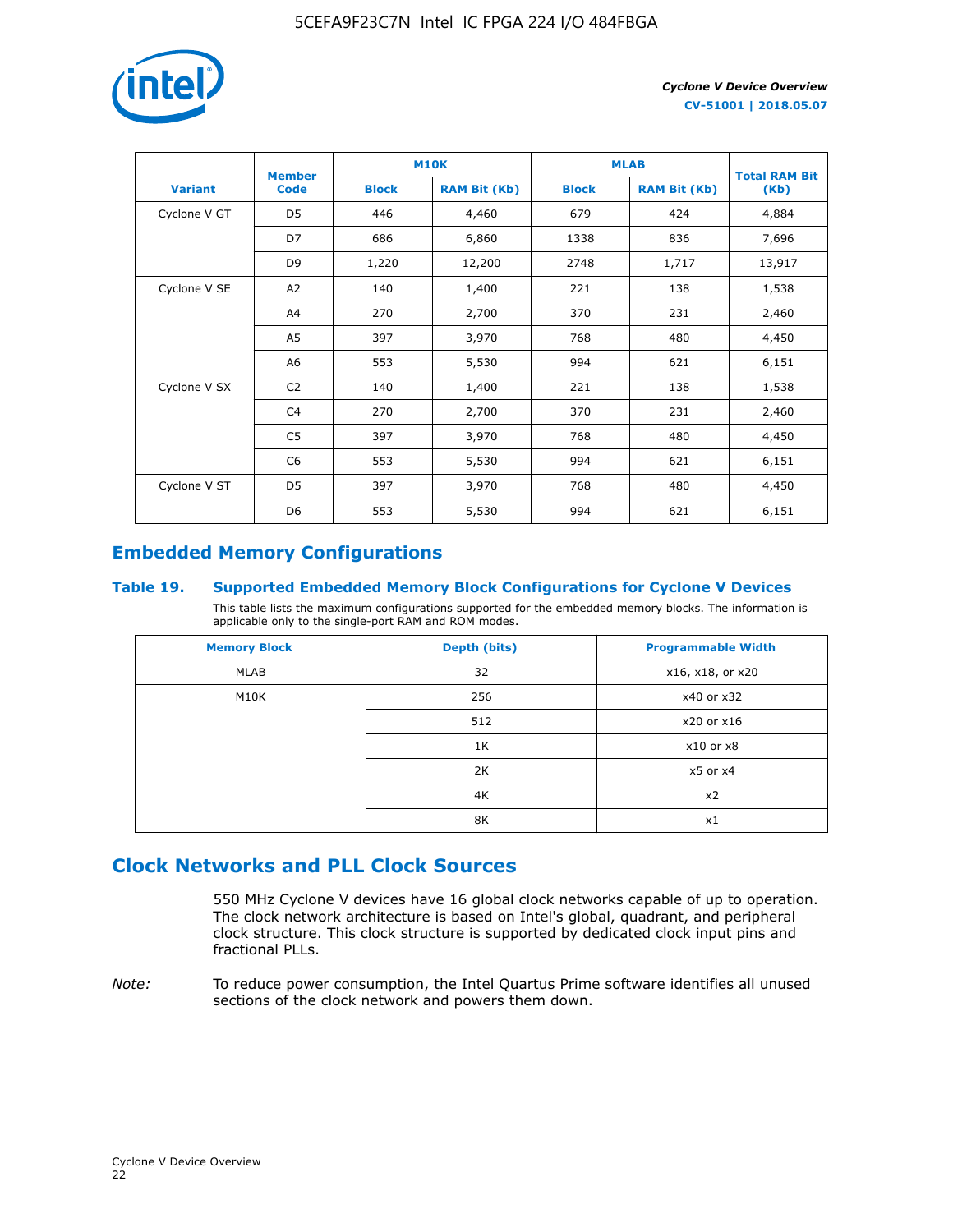| Variant | Member Code | M10K | | MLAB | | Total RAM Bit (Kb) |
|---|---|---|---|---|---|---|
| | | Block | RAM Bit (Kb) | Block | RAM Bit (Kb) | |
| Cyclone V GT | D5 | 446 | 4,460 | 679 | 424 | 4,884 |
| | D7 | 686 | 6,860 | 1338 | 836 | 7,696 |
| | D9 | 1,220 | 12,200 | 2748 | 1,717 | 13,917 |
| Cyclone V SE | A2 | 140 | 1,400 | 221 | 138 | 1,538 |
| | A4 | 270 | 2,700 | 370 | 231 | 2,460 |
| | A5 | 397 | 3,970 | 768 | 480 | 4,450 |
| | A6 | 553 | 5,530 | 994 | 621 | 6,151 |
| Cyclone V SX | C2 | 140 | 1,400 | 221 | 138 | 1,538 |
| | C4 | 270 | 2,700 | 370 | 231 | 2,460 |
| | C5 | 397 | 3,970 | 768 | 480 | 4,450 |
| | C6 | 553 | 5,530 | 994 | 621 | 6,151 |
| Cyclone V ST | D5 | 397 | 3,970 | 768 | 480 | 4,450 |
| | D6 | 553 | 5,530 | 994 | 621 | 6,151 |

## Embedded Memory Configurations

### Table 19. Supported Embedded Memory Block Configurations for Cyclone V Devices

This table lists the maximum configurations supported for the embedded memory blocks. The information is applicable only to the single-port RAM and ROM modes.

| Memory Block | Depth (bits) | Programmable Width |
|---|---|---|
| MLAB | 32 | x16, x18, or x20 |
| M10K | 256 | x40 or x32 |
| | 512 | x20 or x16 |
| | 1K | x10 or x8 |
| | 2K | x5 or x4 |
| | 4K | x2 |
| | 8K | x1 |

## Clock Networks and PLL Clock Sources

550 MHz Cyclone V devices have 16 global clock networks capable of up to operation. The clock network architecture is based on Intel's global, quadrant, and peripheral clock structure. This clock structure is supported by dedicated clock input pins and fractional PLLs.

*Note:* To reduce power consumption, the Intel Quartus Prime software identifies all unused sections of the clock network and powers them down.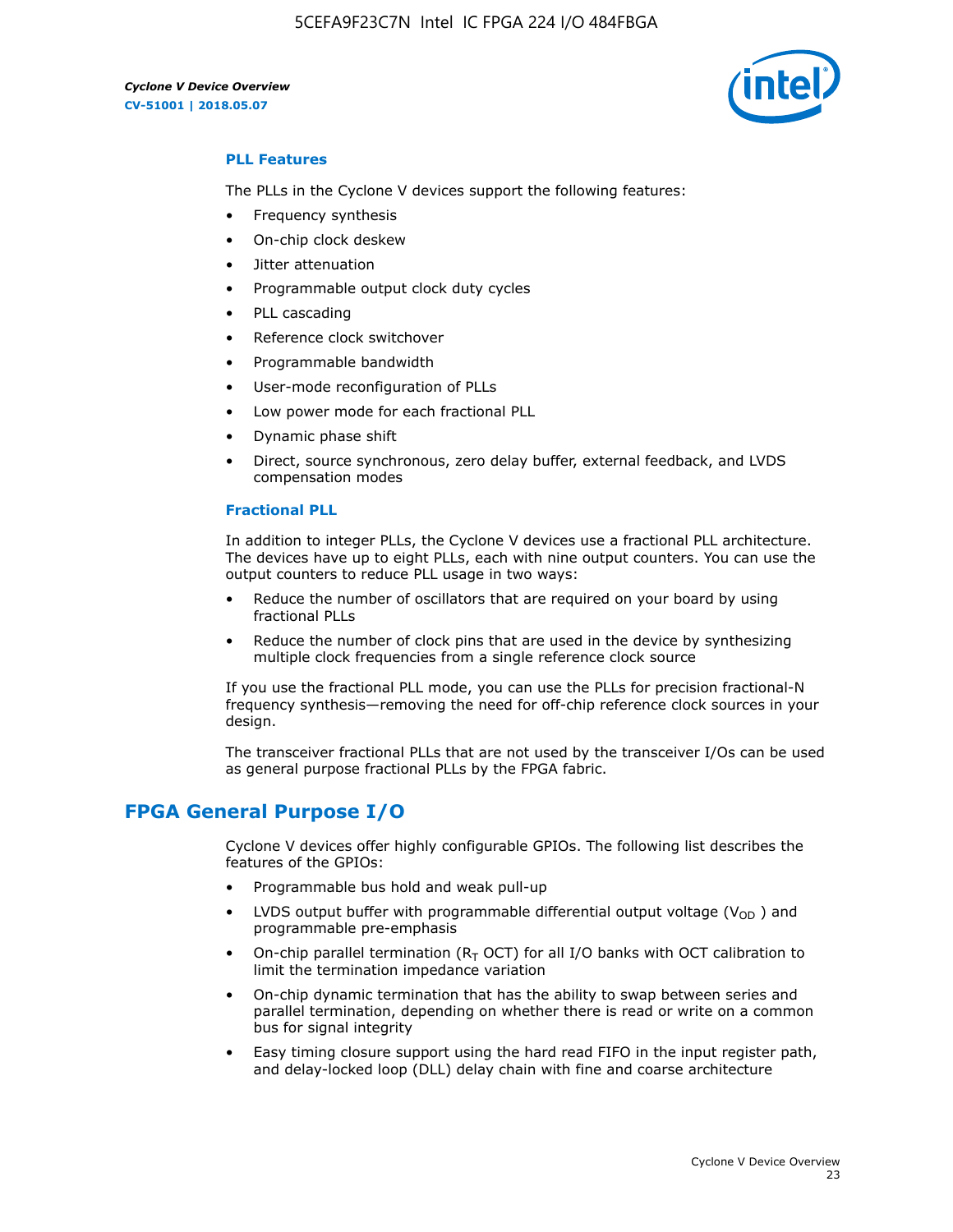### PLL Features

The PLLs in the Cyclone V devices support the following features:

- Frequency synthesis
- On-chip clock deskew
- Jitter attenuation
- Programmable output clock duty cycles
- PLL cascading
- Reference clock switchover
- Programmable bandwidth
- User-mode reconfiguration of PLLs
- Low power mode for each fractional PLL
- Dynamic phase shift
- Direct, source synchronous, zero delay buffer, external feedback, and LVDS compensation modes

### Fractional PLL

In addition to integer PLLs, the Cyclone V devices use a fractional PLL architecture. The devices have up to eight PLLs, each with nine output counters. You can use the output counters to reduce PLL usage in two ways:

- Reduce the number of oscillators that are required on your board by using fractional PLLs
- Reduce the number of clock pins that are used in the device by synthesizing multiple clock frequencies from a single reference clock source

If you use the fractional PLL mode, you can use the PLLs for precision fractional-N frequency synthesis—removing the need for off-chip reference clock sources in your design.

The transceiver fractional PLLs that are not used by the transceiver I/Os can be used as general purpose fractional PLLs by the FPGA fabric.

## FPGA General Purpose I/O

Cyclone V devices offer highly configurable GPIOs. The following list describes the features of the GPIOs:

- Programmable bus hold and weak pull-up
- LVDS output buffer with programmable differential output voltage ($V_{OD}$) and programmable pre-emphasis
- On-chip parallel termination ($R_T$ OCT) for all I/O banks with OCT calibration to limit the termination impedance variation
- On-chip dynamic termination that has the ability to swap between series and parallel termination, depending on whether there is read or write on a common bus for signal integrity
- Easy timing closure support using the hard read FIFO in the input register path, and delay-locked loop (DLL) delay chain with fine and coarse architecture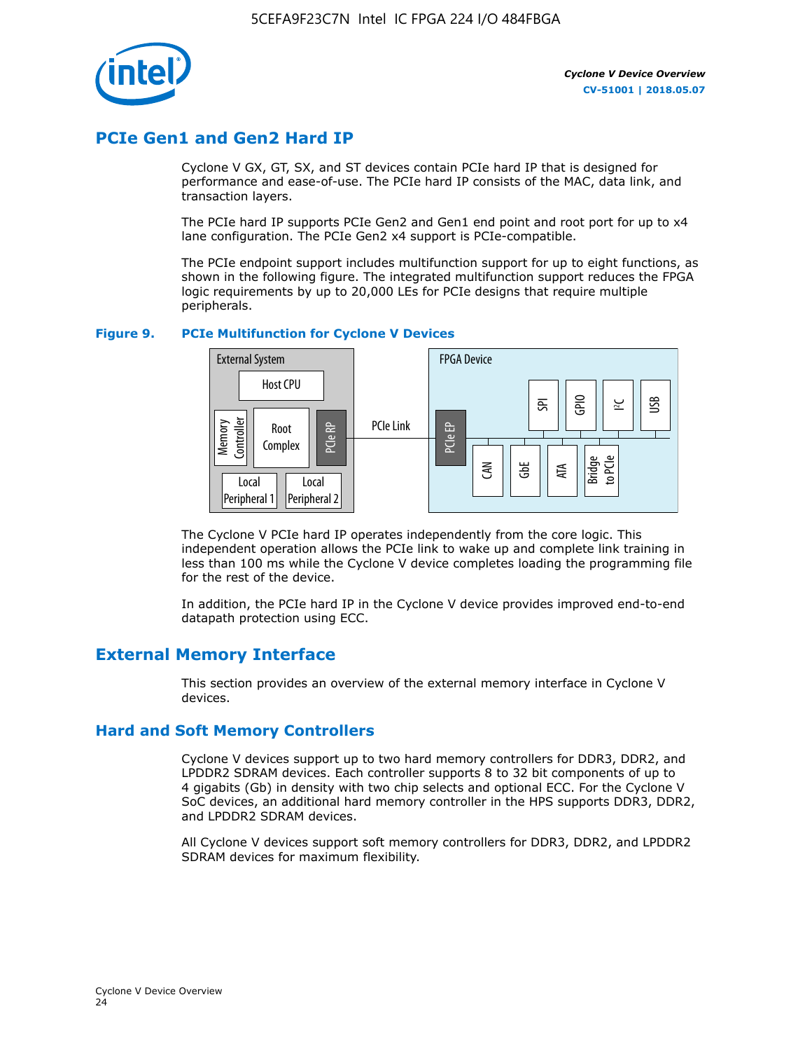## PCIe Gen1 and Gen2 Hard IP

Cyclone V GX, GT, SX, and ST devices contain PCIe hard IP that is designed for performance and ease-of-use. The PCIe hard IP consists of the MAC, data link, and transaction layers.

The PCIe hard IP supports PCIe Gen2 and Gen1 end point and root port for up to x4 lane configuration. The PCIe Gen2 x4 support is PCIe-compatible.

The PCIe endpoint support includes multifunction support for up to eight functions, as shown in the following figure. The integrated multifunction support reduces the FPGA logic requirements by up to 20,000 LEs for PCIe designs that require multiple peripherals.

**Figure 9. PCIe Multifunction for Cyclone V Devices**

External System: Host CPU, Memory Controller, Root Complex, PCIe RP, Local Peripheral 1, Local Peripheral 2 — PCIe Link — FPGA Device: PCIe EP, SPI, GPIO, I²C, USB, CAN, GbE, ATA, Bridge to PCIe

The Cyclone V PCIe hard IP operates independently from the core logic. This independent operation allows the PCIe link to wake up and complete link training in less than 100 ms while the Cyclone V device completes loading the programming file for the rest of the device.

In addition, the PCIe hard IP in the Cyclone V device provides improved end-to-end datapath protection using ECC.

## External Memory Interface

This section provides an overview of the external memory interface in Cyclone V devices.

### Hard and Soft Memory Controllers

Cyclone V devices support up to two hard memory controllers for DDR3, DDR2, and LPDDR2 SDRAM devices. Each controller supports 8 to 32 bit components of up to 4 gigabits (Gb) in density with two chip selects and optional ECC. For the Cyclone V SoC devices, an additional hard memory controller in the HPS supports DDR3, DDR2, and LPDDR2 SDRAM devices.

All Cyclone V devices support soft memory controllers for DDR3, DDR2, and LPDDR2 SDRAM devices for maximum flexibility.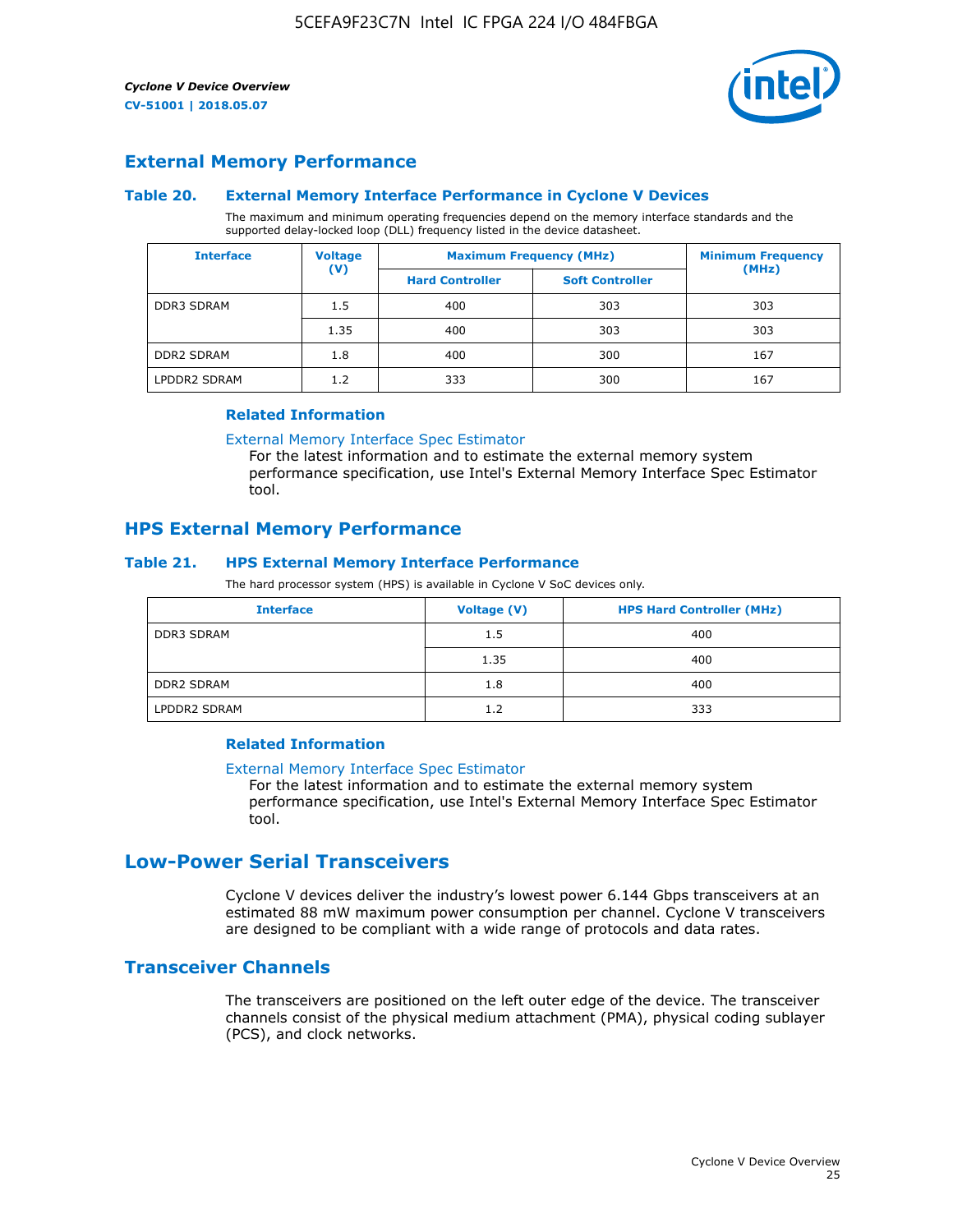## External Memory Performance

### Table 20. External Memory Interface Performance in Cyclone V Devices

The maximum and minimum operating frequencies depend on the memory interface standards and the supported delay-locked loop (DLL) frequency listed in the device datasheet.

| Interface | Voltage (V) | Maximum Frequency (MHz) | | Minimum Frequency (MHz) |
|---|---|---|---|---|
| | | Hard Controller | Soft Controller | |
| DDR3 SDRAM | 1.5 | 400 | 303 | 303 |
| | 1.35 | 400 | 303 | 303 |
| DDR2 SDRAM | 1.8 | 400 | 300 | 167 |
| LPDDR2 SDRAM | 1.2 | 333 | 300 | 167 |

#### Related Information

External Memory Interface Spec Estimator
For the latest information and to estimate the external memory system performance specification, use Intel's External Memory Interface Spec Estimator tool.

## HPS External Memory Performance

### Table 21. HPS External Memory Interface Performance

The hard processor system (HPS) is available in Cyclone V SoC devices only.

| Interface | Voltage (V) | HPS Hard Controller (MHz) |
|---|---|---|
| DDR3 SDRAM | 1.5 | 400 |
| | 1.35 | 400 |
| DDR2 SDRAM | 1.8 | 400 |
| LPDDR2 SDRAM | 1.2 | 333 |

#### Related Information

External Memory Interface Spec Estimator
For the latest information and to estimate the external memory system performance specification, use Intel's External Memory Interface Spec Estimator tool.

# Low-Power Serial Transceivers

Cyclone V devices deliver the industry's lowest power 6.144 Gbps transceivers at an estimated 88 mW maximum power consumption per channel. Cyclone V transceivers are designed to be compliant with a wide range of protocols and data rates.

## Transceiver Channels

The transceivers are positioned on the left outer edge of the device. The transceiver channels consist of the physical medium attachment (PMA), physical coding sublayer (PCS), and clock networks.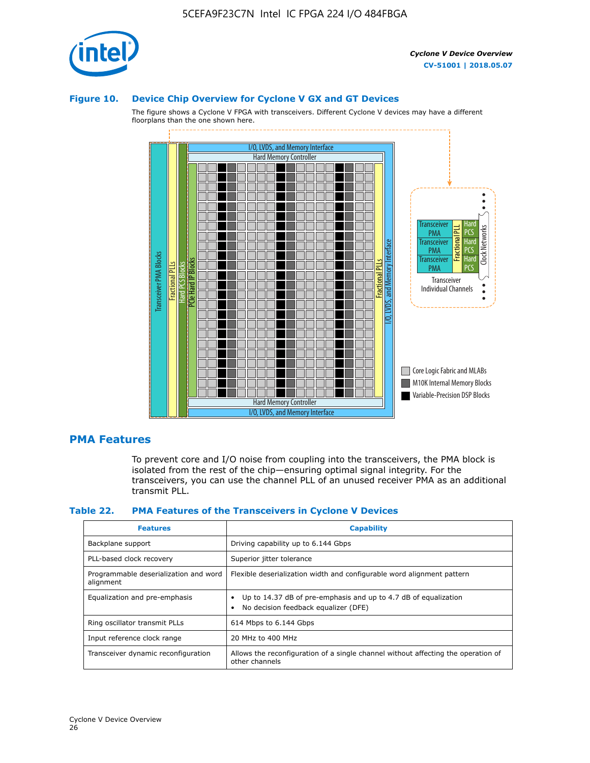**Figure 10. Device Chip Overview for Cyclone V GX and GT Devices**

The figure shows a Cyclone V FPGA with transceivers. Different Cyclone V devices may have a different floorplans than the one shown here.

## PMA Features

To prevent core and I/O noise from coupling into the transceivers, the PMA block is isolated from the rest of the chip—ensuring optimal signal integrity. For the transceivers, you can use the channel PLL of an unused receiver PMA as an additional transmit PLL.

**Table 22. PMA Features of the Transceivers in Cyclone V Devices**

| Features | Capability |
|---|---|
| Backplane support | Driving capability up to 6.144 Gbps |
| PLL-based clock recovery | Superior jitter tolerance |
| Programmable deserialization and word alignment | Flexible deserialization width and configurable word alignment pattern |
| Equalization and pre-emphasis | • Up to 14.37 dB of pre-emphasis and up to 4.7 dB of equalization<br>• No decision feedback equalizer (DFE) |
| Ring oscillator transmit PLLs | 614 Mbps to 6.144 Gbps |
| Input reference clock range | 20 MHz to 400 MHz |
| Transceiver dynamic reconfiguration | Allows the reconfiguration of a single channel without affecting the operation of other channels |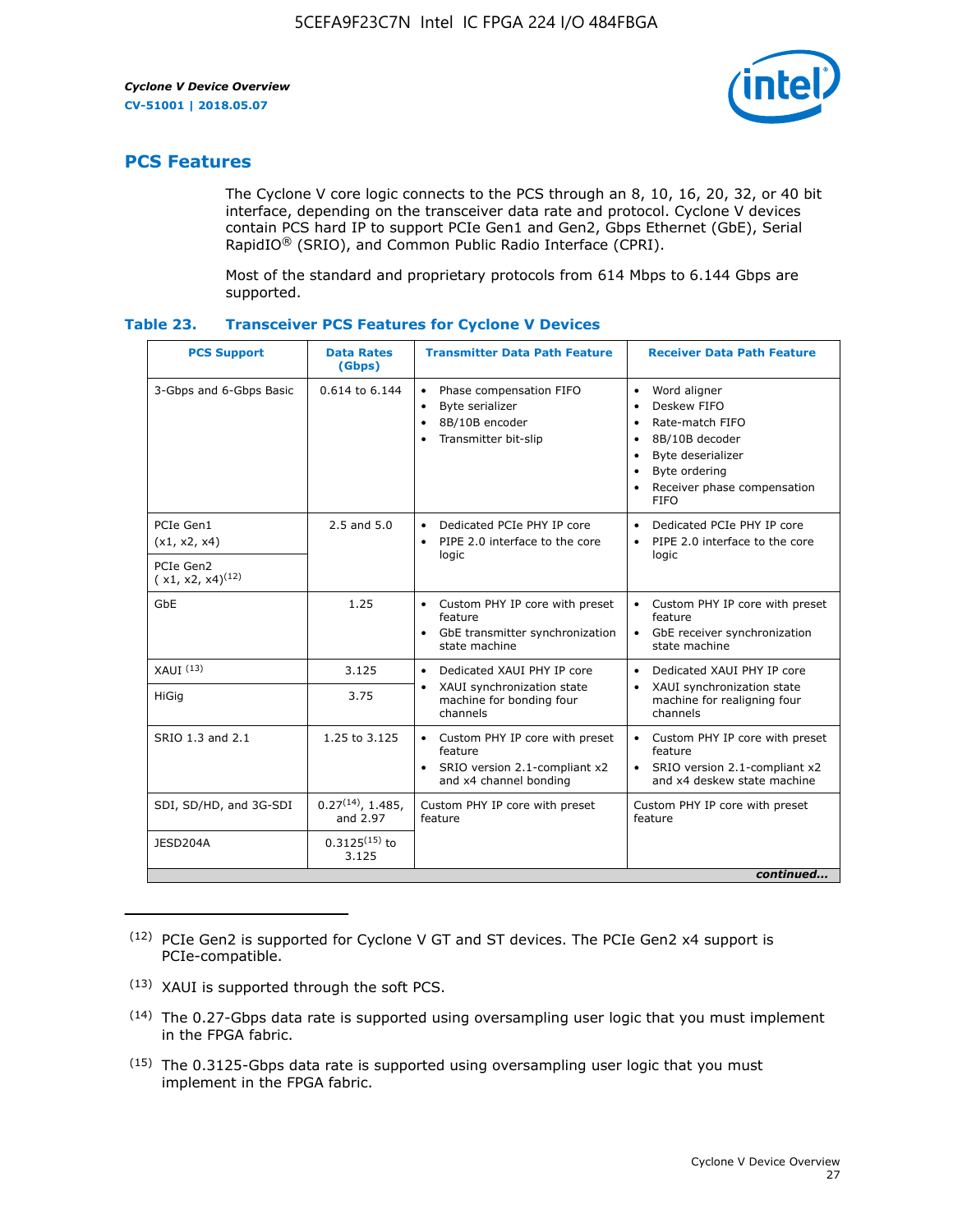## PCS Features

The Cyclone V core logic connects to the PCS through an 8, 10, 16, 20, 32, or 40 bit interface, depending on the transceiver data rate and protocol. Cyclone V devices contain PCS hard IP to support PCIe Gen1 and Gen2, Gbps Ethernet (GbE), Serial RapidIO® (SRIO), and Common Public Radio Interface (CPRI).

Most of the standard and proprietary protocols from 614 Mbps to 6.144 Gbps are supported.

### Table 23. Transceiver PCS Features for Cyclone V Devices

| PCS Support | Data Rates (Gbps) | Transmitter Data Path Feature | Receiver Data Path Feature |
|---|---|---|---|
| 3-Gbps and 6-Gbps Basic | 0.614 to 6.144 | • Phase compensation FIFO<br>• Byte serializer<br>• 8B/10B encoder<br>• Transmitter bit-slip | • Word aligner<br>• Deskew FIFO<br>• Rate-match FIFO<br>• 8B/10B decoder<br>• Byte deserializer<br>• Byte ordering<br>• Receiver phase compensation FIFO |
| PCIe Gen1 (x1, x2, x4) | 2.5 and 5.0 | • Dedicated PCIe PHY IP core<br>• PIPE 2.0 interface to the core logic | • Dedicated PCIe PHY IP core<br>• PIPE 2.0 interface to the core logic |
| PCIe Gen2 ( x1, x2, x4)[12] | | | |
| GbE | 1.25 | • Custom PHY IP core with preset feature<br>• GbE transmitter synchronization state machine | • Custom PHY IP core with preset feature<br>• GbE receiver synchronization state machine |
| XAUI [13] | 3.125 | • Dedicated XAUI PHY IP core<br>• XAUI synchronization state machine for bonding four channels | • Dedicated XAUI PHY IP core<br>• XAUI synchronization state machine for realigning four channels |
| HiGig | 3.75 | | |
| SRIO 1.3 and 2.1 | 1.25 to 3.125 | • Custom PHY IP core with preset feature<br>• SRIO version 2.1-compliant x2 and x4 channel bonding | • Custom PHY IP core with preset feature<br>• SRIO version 2.1-compliant x2 and x4 deskew state machine |
| SDI, SD/HD, and 3G-SDI | 0.27[14], 1.485, and 2.97 | Custom PHY IP core with preset feature | Custom PHY IP core with preset feature |
| JESD204A | 0.3125[15] to 3.125 | | |

*continued...*

---

(12) PCIe Gen2 is supported for Cyclone V GT and ST devices. The PCIe Gen2 x4 support is PCIe-compatible.

(13) XAUI is supported through the soft PCS.

(14) The 0.27-Gbps data rate is supported using oversampling user logic that you must implement in the FPGA fabric.

(15) The 0.3125-Gbps data rate is supported using oversampling user logic that you must implement in the FPGA fabric.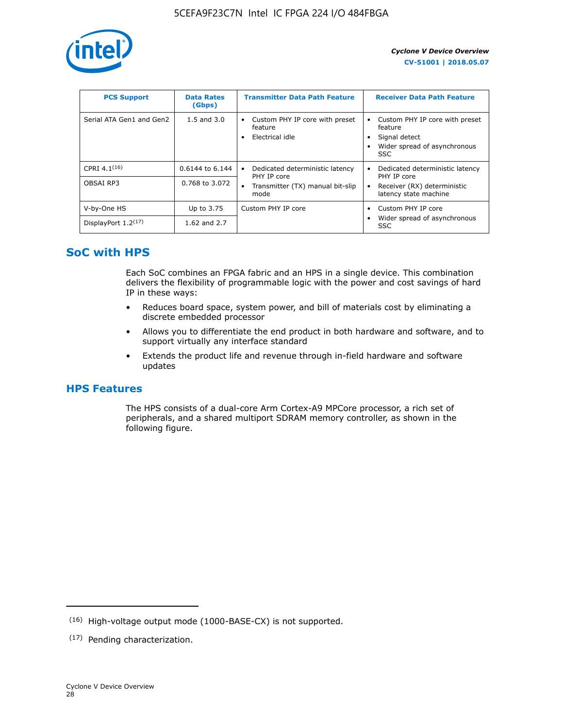| PCS Support | Data Rates (Gbps) | Transmitter Data Path Feature | Receiver Data Path Feature |
|---|---|---|---|
| Serial ATA Gen1 and Gen2 | 1.5 and 3.0 | • Custom PHY IP core with preset feature<br>• Electrical idle | • Custom PHY IP core with preset feature<br>• Signal detect<br>• Wider spread of asynchronous SSC |
| CPRI 4.1[16] | 0.6144 to 6.144 | • Dedicated deterministic latency PHY IP core<br>• Transmitter (TX) manual bit-slip mode | • Dedicated deterministic latency PHY IP core<br>• Receiver (RX) deterministic latency state machine |
| OBSAI RP3 | 0.768 to 3.072 | | |
| V-by-One HS | Up to 3.75 | Custom PHY IP core | • Custom PHY IP core<br>• Wider spread of asynchronous SSC |
| DisplayPort 1.2[17] | 1.62 and 2.7 | | |

## SoC with HPS

Each SoC combines an FPGA fabric and an HPS in a single device. This combination delivers the flexibility of programmable logic with the power and cost savings of hard IP in these ways:

- Reduces board space, system power, and bill of materials cost by eliminating a discrete embedded processor
- Allows you to differentiate the end product in both hardware and software, and to support virtually any interface standard
- Extends the product life and revenue through in-field hardware and software updates

## HPS Features

The HPS consists of a dual-core Arm Cortex-A9 MPCore processor, a rich set of peripherals, and a shared multiport SDRAM memory controller, as shown in the following figure.

---

[16] High-voltage output mode (1000-BASE-CX) is not supported.

[17] Pending characterization.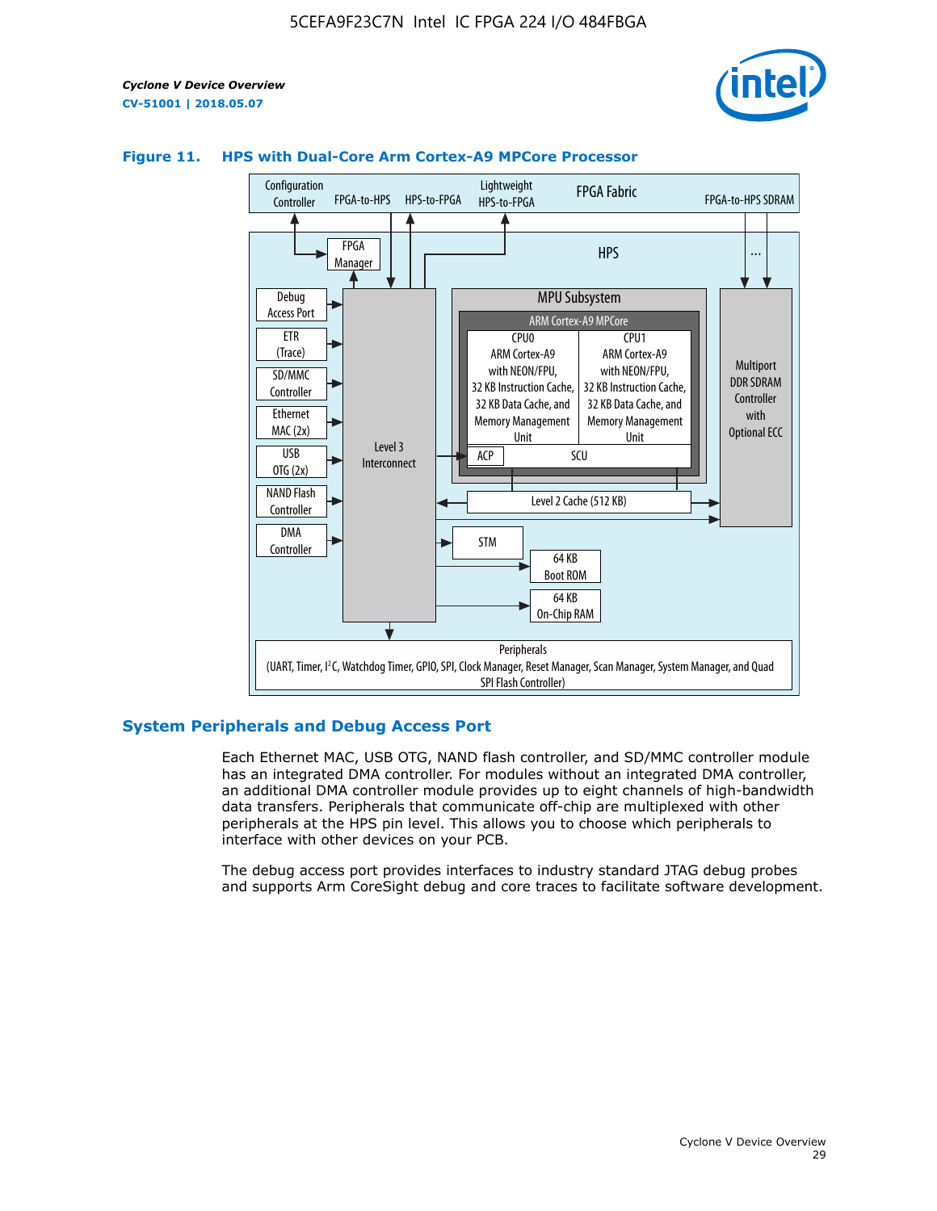**Figure 11. HPS with Dual-Core Arm Cortex-A9 MPCore Processor**

Configuration Controller | FPGA-to-HPS | HPS-to-FPGA | Lightweight HPS-to-FPGA | FPGA Fabric | FPGA-to-HPS SDRAM

HPS

FPGA Manager

Debug Access Port
ETR (Trace)
SD/MMC Controller
Ethernet MAC (2x)
USB OTG (2x)
NAND Flash Controller
DMA Controller

Level 3 Interconnect

MPU Subsystem
ARM Cortex-A9 MPCore
CPU0 ARM Cortex-A9 with NEON/FPU, 32 KB Instruction Cache, 32 KB Data Cache, and Memory Management Unit
CPU1 ARM Cortex-A9 with NEON/FPU, 32 KB Instruction Cache, 32 KB Data Cache, and Memory Management Unit
ACP
SCU
Level 2 Cache (512 KB)

Multiport DDR SDRAM Controller with Optional ECC

STM
64 KB Boot ROM
64 KB On-Chip RAM

Peripherals (UART, Timer, I²C, Watchdog Timer, GPIO, SPI, Clock Manager, Reset Manager, Scan Manager, System Manager, and Quad SPI Flash Controller)

## System Peripherals and Debug Access Port

Each Ethernet MAC, USB OTG, NAND flash controller, and SD/MMC controller module has an integrated DMA controller. For modules without an integrated DMA controller, an additional DMA controller module provides up to eight channels of high-bandwidth data transfers. Peripherals that communicate off-chip are multiplexed with other peripherals at the HPS pin level. This allows you to choose which peripherals to interface with other devices on your PCB.

The debug access port provides interfaces to industry standard JTAG debug probes and supports Arm CoreSight debug and core traces to facilitate software development.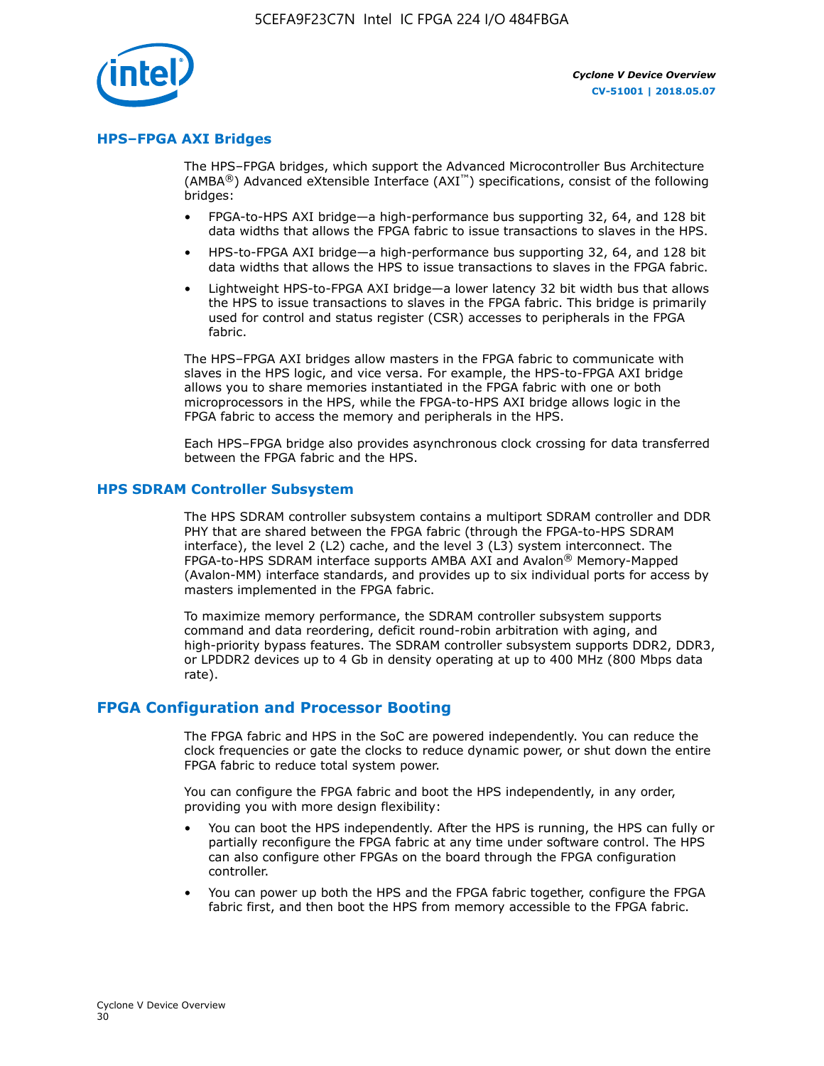## HPS–FPGA AXI Bridges

The HPS–FPGA bridges, which support the Advanced Microcontroller Bus Architecture (AMBA®) Advanced eXtensible Interface (AXI™) specifications, consist of the following bridges:

- FPGA-to-HPS AXI bridge—a high-performance bus supporting 32, 64, and 128 bit data widths that allows the FPGA fabric to issue transactions to slaves in the HPS.
- HPS-to-FPGA AXI bridge—a high-performance bus supporting 32, 64, and 128 bit data widths that allows the HPS to issue transactions to slaves in the FPGA fabric.
- Lightweight HPS-to-FPGA AXI bridge—a lower latency 32 bit width bus that allows the HPS to issue transactions to slaves in the FPGA fabric. This bridge is primarily used for control and status register (CSR) accesses to peripherals in the FPGA fabric.

The HPS–FPGA AXI bridges allow masters in the FPGA fabric to communicate with slaves in the HPS logic, and vice versa. For example, the HPS-to-FPGA AXI bridge allows you to share memories instantiated in the FPGA fabric with one or both microprocessors in the HPS, while the FPGA-to-HPS AXI bridge allows logic in the FPGA fabric to access the memory and peripherals in the HPS.

Each HPS–FPGA bridge also provides asynchronous clock crossing for data transferred between the FPGA fabric and the HPS.

## HPS SDRAM Controller Subsystem

The HPS SDRAM controller subsystem contains a multiport SDRAM controller and DDR PHY that are shared between the FPGA fabric (through the FPGA-to-HPS SDRAM interface), the level 2 (L2) cache, and the level 3 (L3) system interconnect. The FPGA-to-HPS SDRAM interface supports AMBA AXI and Avalon® Memory-Mapped (Avalon-MM) interface standards, and provides up to six individual ports for access by masters implemented in the FPGA fabric.

To maximize memory performance, the SDRAM controller subsystem supports command and data reordering, deficit round-robin arbitration with aging, and high-priority bypass features. The SDRAM controller subsystem supports DDR2, DDR3, or LPDDR2 devices up to 4 Gb in density operating at up to 400 MHz (800 Mbps data rate).

# FPGA Configuration and Processor Booting

The FPGA fabric and HPS in the SoC are powered independently. You can reduce the clock frequencies or gate the clocks to reduce dynamic power, or shut down the entire FPGA fabric to reduce total system power.

You can configure the FPGA fabric and boot the HPS independently, in any order, providing you with more design flexibility:

- You can boot the HPS independently. After the HPS is running, the HPS can fully or partially reconfigure the FPGA fabric at any time under software control. The HPS can also configure other FPGAs on the board through the FPGA configuration controller.
- You can power up both the HPS and the FPGA fabric together, configure the FPGA fabric first, and then boot the HPS from memory accessible to the FPGA fabric.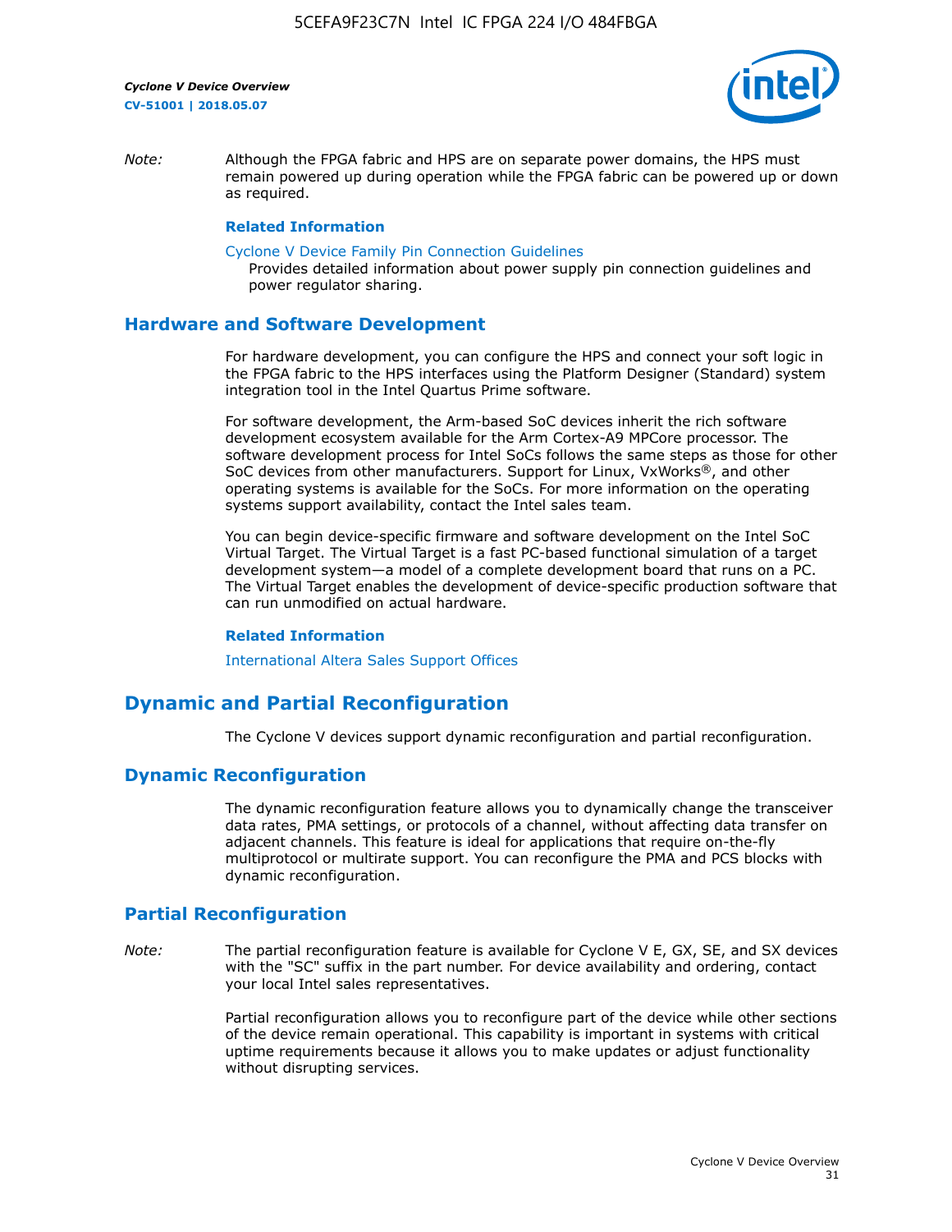*Note:* Although the FPGA fabric and HPS are on separate power domains, the HPS must remain powered up during operation while the FPGA fabric can be powered up or down as required.

**Related Information**

Cyclone V Device Family Pin Connection Guidelines
Provides detailed information about power supply pin connection guidelines and power regulator sharing.

## Hardware and Software Development

For hardware development, you can configure the HPS and connect your soft logic in the FPGA fabric to the HPS interfaces using the Platform Designer (Standard) system integration tool in the Intel Quartus Prime software.

For software development, the Arm-based SoC devices inherit the rich software development ecosystem available for the Arm Cortex-A9 MPCore processor. The software development process for Intel SoCs follows the same steps as those for other SoC devices from other manufacturers. Support for Linux, VxWorks®, and other operating systems is available for the SoCs. For more information on the operating systems support availability, contact the Intel sales team.

You can begin device-specific firmware and software development on the Intel SoC Virtual Target. The Virtual Target is a fast PC-based functional simulation of a target development system—a model of a complete development board that runs on a PC. The Virtual Target enables the development of device-specific production software that can run unmodified on actual hardware.

**Related Information**

International Altera Sales Support Offices

# Dynamic and Partial Reconfiguration

The Cyclone V devices support dynamic reconfiguration and partial reconfiguration.

## Dynamic Reconfiguration

The dynamic reconfiguration feature allows you to dynamically change the transceiver data rates, PMA settings, or protocols of a channel, without affecting data transfer on adjacent channels. This feature is ideal for applications that require on-the-fly multiprotocol or multirate support. You can reconfigure the PMA and PCS blocks with dynamic reconfiguration.

## Partial Reconfiguration

*Note:* The partial reconfiguration feature is available for Cyclone V E, GX, SE, and SX devices with the "SC" suffix in the part number. For device availability and ordering, contact your local Intel sales representatives.

Partial reconfiguration allows you to reconfigure part of the device while other sections of the device remain operational. This capability is important in systems with critical uptime requirements because it allows you to make updates or adjust functionality without disrupting services.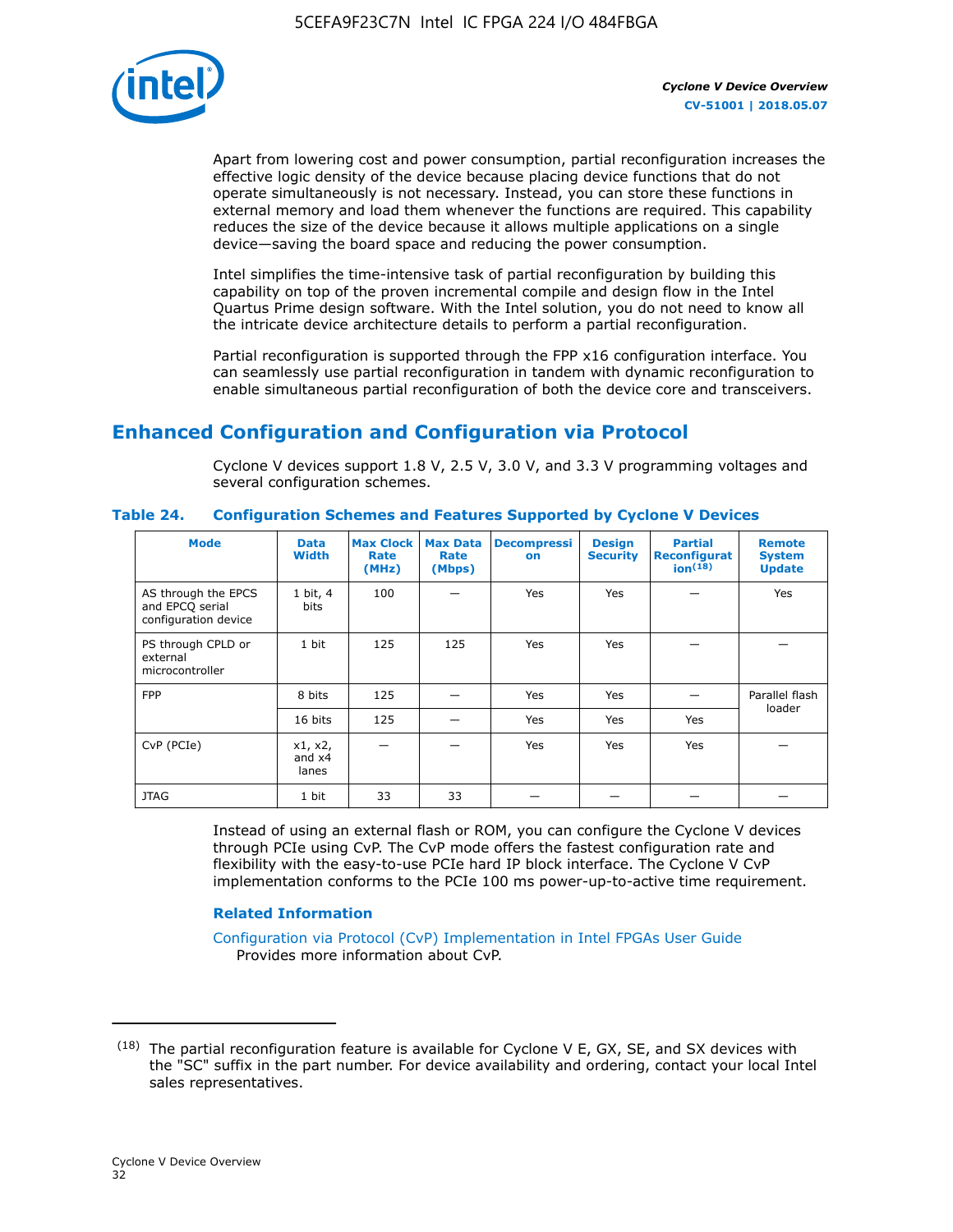Apart from lowering cost and power consumption, partial reconfiguration increases the effective logic density of the device because placing device functions that do not operate simultaneously is not necessary. Instead, you can store these functions in external memory and load them whenever the functions are required. This capability reduces the size of the device because it allows multiple applications on a single device—saving the board space and reducing the power consumption.

Intel simplifies the time-intensive task of partial reconfiguration by building this capability on top of the proven incremental compile and design flow in the Intel Quartus Prime design software. With the Intel solution, you do not need to know all the intricate device architecture details to perform a partial reconfiguration.

Partial reconfiguration is supported through the FPP x16 configuration interface. You can seamlessly use partial reconfiguration in tandem with dynamic reconfiguration to enable simultaneous partial reconfiguration of both the device core and transceivers.

## Enhanced Configuration and Configuration via Protocol

Cyclone V devices support 1.8 V, 2.5 V, 3.0 V, and 3.3 V programming voltages and several configuration schemes.

**Table 24. Configuration Schemes and Features Supported by Cyclone V Devices**

| Mode | Data Width | Max Clock Rate (MHz) | Max Data Rate (Mbps) | Decompression | Design Security | Partial Reconfiguration[18] | Remote System Update |
|---|---|---|---|---|---|---|---|
| AS through the EPCS and EPCQ serial configuration device | 1 bit, 4 bits | 100 | — | Yes | Yes | — | Yes |
| PS through CPLD or external microcontroller | 1 bit | 125 | 125 | Yes | Yes | — | — |
| FPP | 8 bits | 125 | — | Yes | Yes | — | Parallel flash loader |
| | 16 bits | 125 | — | Yes | Yes | Yes | |
| CvP (PCIe) | x1, x2, and x4 lanes | — | — | Yes | Yes | Yes | — |
| JTAG | 1 bit | 33 | 33 | — | — | — | — |

Instead of using an external flash or ROM, you can configure the Cyclone V devices through PCIe using CvP. The CvP mode offers the fastest configuration rate and flexibility with the easy-to-use PCIe hard IP block interface. The Cyclone V CvP implementation conforms to the PCIe 100 ms power-up-to-active time requirement.

### Related Information

Configuration via Protocol (CvP) Implementation in Intel FPGAs User Guide
Provides more information about CvP.

---

(18) The partial reconfiguration feature is available for Cyclone V E, GX, SE, and SX devices with the "SC" suffix in the part number. For device availability and ordering, contact your local Intel sales representatives.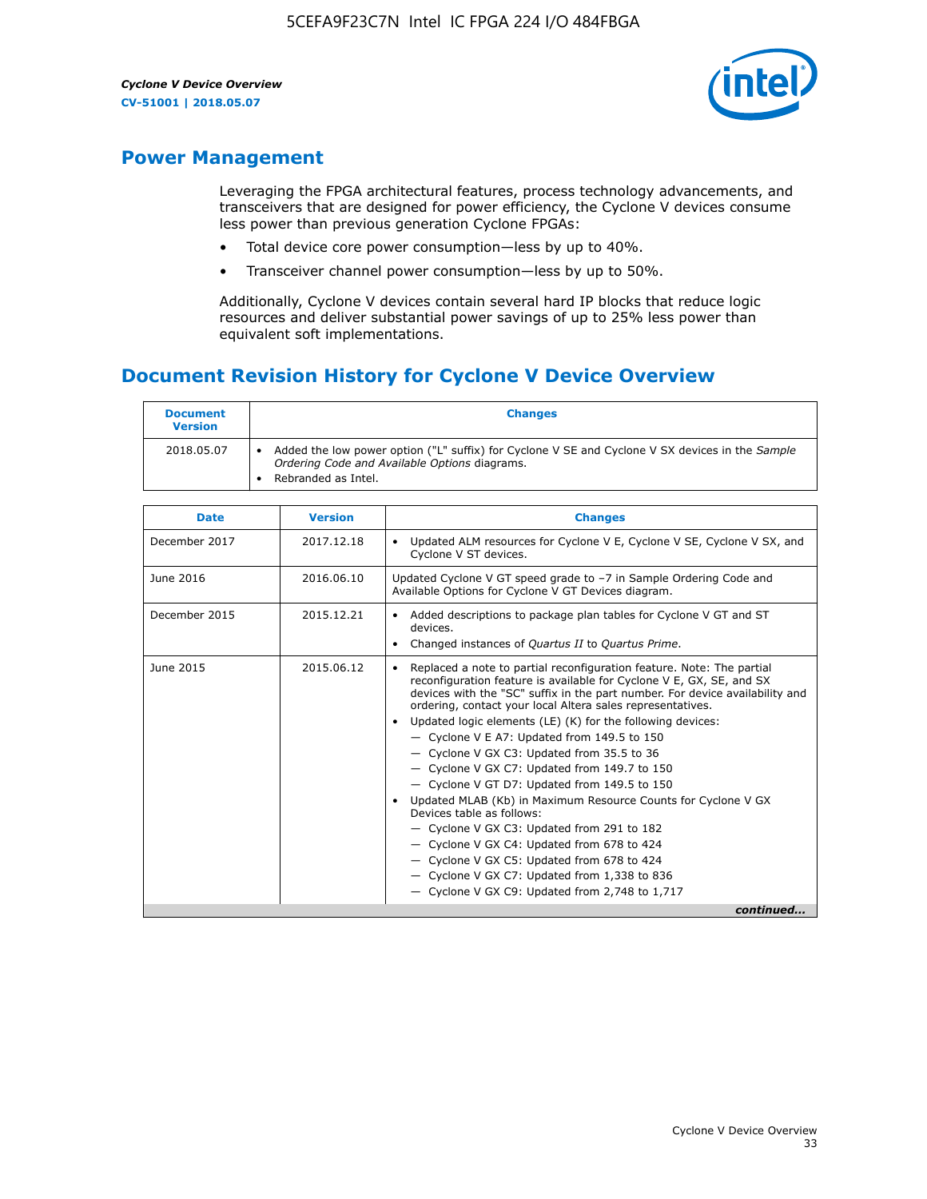## Power Management

Leveraging the FPGA architectural features, process technology advancements, and transceivers that are designed for power efficiency, the Cyclone V devices consume less power than previous generation Cyclone FPGAs:

- Total device core power consumption—less by up to 40%.
- Transceiver channel power consumption—less by up to 50%.

Additionally, Cyclone V devices contain several hard IP blocks that reduce logic resources and deliver substantial power savings of up to 25% less power than equivalent soft implementations.

## Document Revision History for Cyclone V Device Overview

| Document Version | Changes |
| --- | --- |
| 2018.05.07 | • Added the low power option ("L" suffix) for Cyclone V SE and Cyclone V SX devices in the *Sample Ordering Code and Available Options* diagrams.<br>• Rebranded as Intel. |

| Date | Version | Changes |
| --- | --- | --- |
| December 2017 | 2017.12.18 | • Updated ALM resources for Cyclone V E, Cyclone V SE, Cyclone V SX, and Cyclone V ST devices. |
| June 2016 | 2016.06.10 | Updated Cyclone V GT speed grade to –7 in Sample Ordering Code and Available Options for Cyclone V GT Devices diagram. |
| December 2015 | 2015.12.21 | • Added descriptions to package plan tables for Cyclone V GT and ST devices.<br>• Changed instances of *Quartus II* to *Quartus Prime*. |
| June 2015 | 2015.06.12 | • Replaced a note to partial reconfiguration feature. Note: The partial reconfiguration feature is available for Cyclone V E, GX, SE, and SX devices with the "SC" suffix in the part number. For device availability and ordering, contact your local Altera sales representatives.<br>• Updated logic elements (LE) (K) for the following devices:<br>— Cyclone V E A7: Updated from 149.5 to 150<br>— Cyclone V GX C3: Updated from 35.5 to 36<br>— Cyclone V GX C7: Updated from 149.7 to 150<br>— Cyclone V GT D7: Updated from 149.5 to 150<br>• Updated MLAB (Kb) in Maximum Resource Counts for Cyclone V GX Devices table as follows:<br>— Cyclone V GX C3: Updated from 291 to 182<br>— Cyclone V GX C4: Updated from 678 to 424<br>— Cyclone V GX C5: Updated from 678 to 424<br>— Cyclone V GX C7: Updated from 1,338 to 836<br>— Cyclone V GX C9: Updated from 2,748 to 1,717 |

*continued...*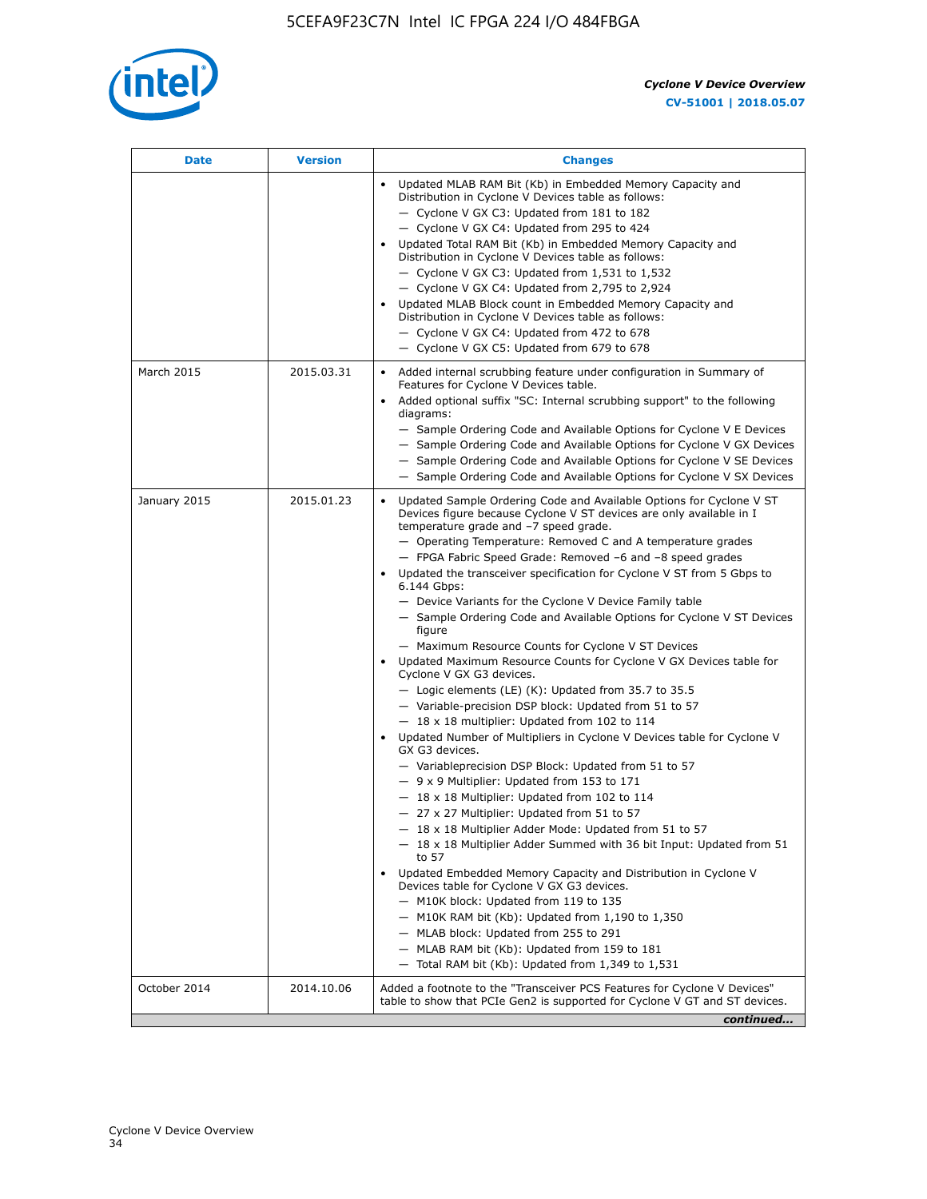| Date | Version | Changes |
| --- | --- | --- |
| | | • Updated MLAB RAM Bit (Kb) in Embedded Memory Capacity and Distribution in Cyclone V Devices table as follows:<br>— Cyclone V GX C3: Updated from 181 to 182<br>— Cyclone V GX C4: Updated from 295 to 424<br>• Updated Total RAM Bit (Kb) in Embedded Memory Capacity and Distribution in Cyclone V Devices table as follows:<br>— Cyclone V GX C3: Updated from 1,531 to 1,532<br>— Cyclone V GX C4: Updated from 2,795 to 2,924<br>• Updated MLAB Block count in Embedded Memory Capacity and Distribution in Cyclone V Devices table as follows:<br>— Cyclone V GX C4: Updated from 472 to 678<br>— Cyclone V GX C5: Updated from 679 to 678 |
| March 2015 | 2015.03.31 | • Added internal scrubbing feature under configuration in Summary of Features for Cyclone V Devices table.<br>• Added optional suffix "SC: Internal scrubbing support" to the following diagrams:<br>— Sample Ordering Code and Available Options for Cyclone V E Devices<br>— Sample Ordering Code and Available Options for Cyclone V GX Devices<br>— Sample Ordering Code and Available Options for Cyclone V SE Devices<br>— Sample Ordering Code and Available Options for Cyclone V SX Devices |
| January 2015 | 2015.01.23 | • Updated Sample Ordering Code and Available Options for Cyclone V ST Devices figure because Cyclone V ST devices are only available in I temperature grade and −7 speed grade.<br>— Operating Temperature: Removed C and A temperature grades<br>— FPGA Fabric Speed Grade: Removed −6 and −8 speed grades<br>• Updated the transceiver specification for Cyclone V ST from 5 Gbps to 6.144 Gbps:<br>— Device Variants for the Cyclone V Device Family table<br>— Sample Ordering Code and Available Options for Cyclone V ST Devices figure<br>— Maximum Resource Counts for Cyclone V ST Devices<br>• Updated Maximum Resource Counts for Cyclone V GX Devices table for Cyclone V GX G3 devices.<br>— Logic elements (LE) (K): Updated from 35.7 to 35.5<br>— Variable-precision DSP block: Updated from 51 to 57<br>— 18 x 18 multiplier: Updated from 102 to 114<br>• Updated Number of Multipliers in Cyclone V Devices table for Cyclone V GX G3 devices.<br>— Variableprecision DSP Block: Updated from 51 to 57<br>— 9 x 9 Multiplier: Updated from 153 to 171<br>— 18 x 18 Multiplier: Updated from 102 to 114<br>— 27 x 27 Multiplier: Updated from 51 to 57<br>— 18 x 18 Multiplier Adder Mode: Updated from 51 to 57<br>— 18 x 18 Multiplier Adder Summed with 36 bit Input: Updated from 51 to 57<br>• Updated Embedded Memory Capacity and Distribution in Cyclone V Devices table for Cyclone V GX G3 devices.<br>— M10K block: Updated from 119 to 135<br>— M10K RAM bit (Kb): Updated from 1,190 to 1,350<br>— MLAB block: Updated from 255 to 291<br>— MLAB RAM bit (Kb): Updated from 159 to 181<br>— Total RAM bit (Kb): Updated from 1,349 to 1,531 |
| October 2014 | 2014.10.06 | Added a footnote to the "Transceiver PCS Features for Cyclone V Devices" table to show that PCIe Gen2 is supported for Cyclone V GT and ST devices. |

*continued...*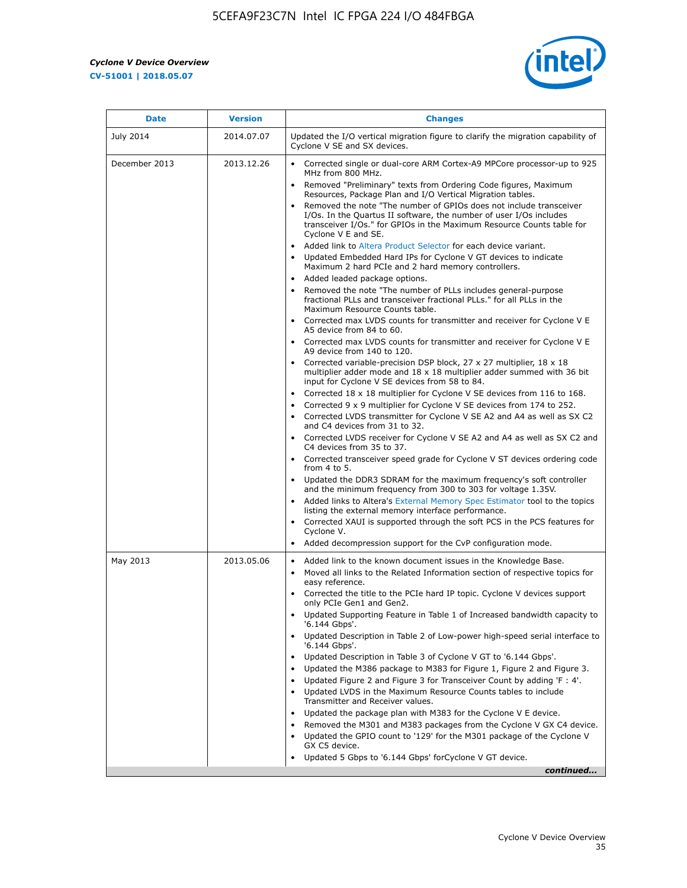| Date | Version | Changes |
|---|---|---|
| July 2014 | 2014.07.07 | Updated the I/O vertical migration figure to clarify the migration capability of Cyclone V SE and SX devices. |
| December 2013 | 2013.12.26 | • Corrected single or dual-core ARM Cortex-A9 MPCore processor-up to 925 MHz from 800 MHz.<br>• Removed "Preliminary" texts from Ordering Code figures, Maximum Resources, Package Plan and I/O Vertical Migration tables.<br>• Removed the note "The number of GPIOs does not include transceiver I/Os. In the Quartus II software, the number of user I/Os includes transceiver I/Os." for GPIOs in the Maximum Resource Counts table for Cyclone V E and SE.<br>• Added link to Altera Product Selector for each device variant.<br>• Updated Embedded Hard IPs for Cyclone V GT devices to indicate Maximum 2 hard PCIe and 2 hard memory controllers.<br>• Added leaded package options.<br>• Removed the note "The number of PLLs includes general-purpose fractional PLLs and transceiver fractional PLLs." for all PLLs in the Maximum Resource Counts table.<br>• Corrected max LVDS counts for transmitter and receiver for Cyclone V E A5 device from 84 to 60.<br>• Corrected max LVDS counts for transmitter and receiver for Cyclone V E A9 device from 140 to 120.<br>• Corrected variable-precision DSP block, 27 x 27 multiplier, 18 x 18 multiplier adder mode and 18 x 18 multiplier adder summed with 36 bit input for Cyclone V SE devices from 58 to 84.<br>• Corrected 18 x 18 multiplier for Cyclone V SE devices from 116 to 168.<br>• Corrected 9 x 9 multiplier for Cyclone V SE devices from 174 to 252.<br>• Corrected LVDS transmitter for Cyclone V SE A2 and A4 as well as SX C2 and C4 devices from 31 to 32.<br>• Corrected LVDS receiver for Cyclone V SE A2 and A4 as well as SX C2 and C4 devices from 35 to 37.<br>• Corrected transceiver speed grade for Cyclone V ST devices ordering code from 4 to 5.<br>• Updated the DDR3 SDRAM for the maximum frequency's soft controller and the minimum frequency from 300 to 303 for voltage 1.35V.<br>• Added links to Altera's External Memory Spec Estimator tool to the topics listing the external memory interface performance.<br>• Corrected XAUI is supported through the soft PCS in the PCS features for Cyclone V.<br>• Added decompression support for the CvP configuration mode. |
| May 2013 | 2013.05.06 | • Added link to the known document issues in the Knowledge Base.<br>• Moved all links to the Related Information section of respective topics for easy reference.<br>• Corrected the title to the PCIe hard IP topic. Cyclone V devices support only PCIe Gen1 and Gen2.<br>• Updated Supporting Feature in Table 1 of Increased bandwidth capacity to '6.144 Gbps'.<br>• Updated Description in Table 2 of Low-power high-speed serial interface to '6.144 Gbps'.<br>• Updated Description in Table 3 of Cyclone V GT to '6.144 Gbps'.<br>• Updated the M386 package to M383 for Figure 1, Figure 2 and Figure 3.<br>• Updated Figure 2 and Figure 3 for Transceiver Count by adding 'F : 4'.<br>• Updated LVDS in the Maximum Resource Counts tables to include Transmitter and Receiver values.<br>• Updated the package plan with M383 for the Cyclone V E device.<br>• Removed the M301 and M383 packages from the Cyclone V GX C4 device.<br>• Updated the GPIO count to '129' for the M301 package of the Cyclone V GX C5 device.<br>• Updated 5 Gbps to '6.144 Gbps' forCyclone V GT device. |

*continued...*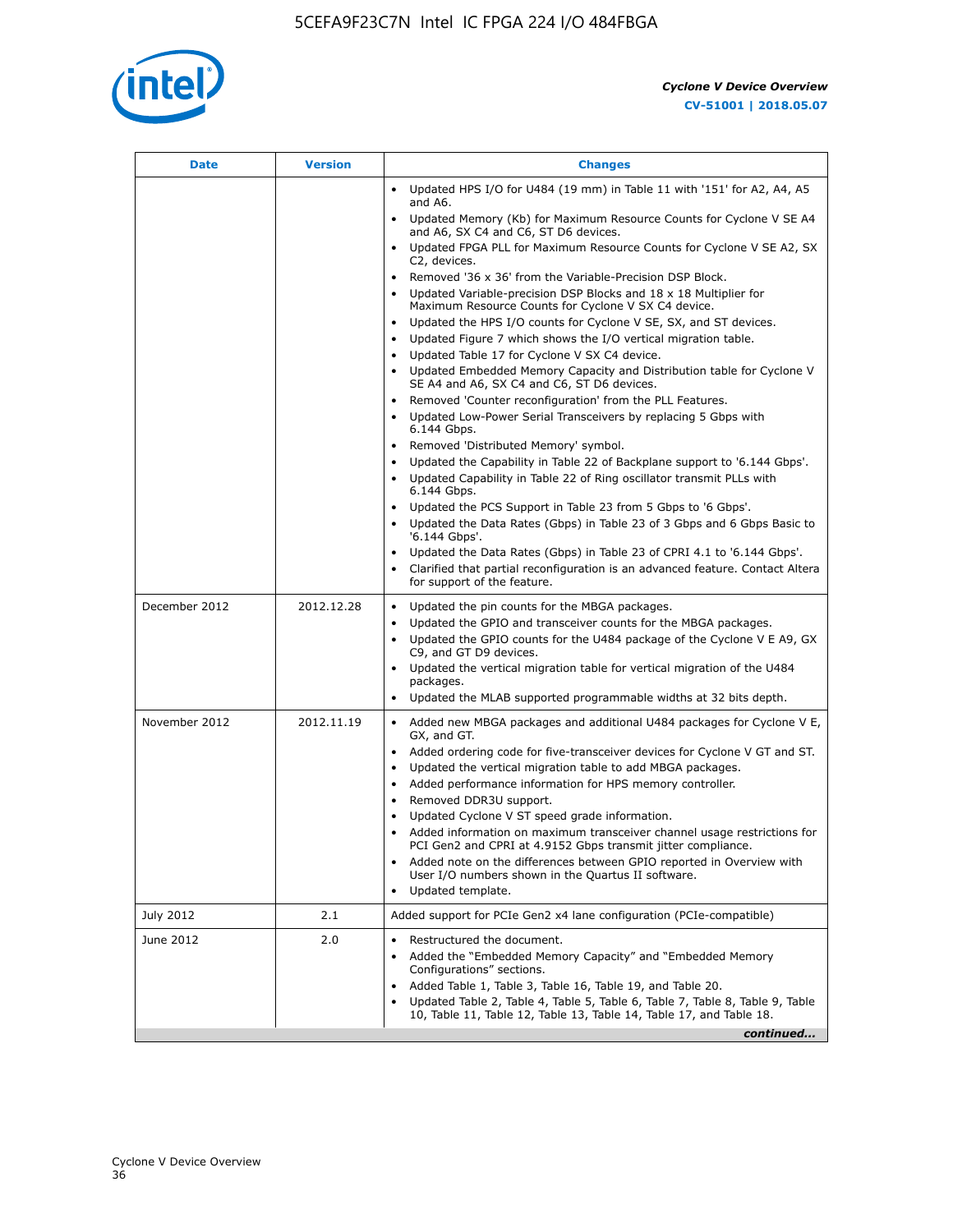| Date | Version | Changes |
|---|---|---|
| | | • Updated HPS I/O for U484 (19 mm) in Table 11 with '151' for A2, A4, A5 and A6.<br>• Updated Memory (Kb) for Maximum Resource Counts for Cyclone V SE A4 and A6, SX C4 and C6, ST D6 devices.<br>• Updated FPGA PLL for Maximum Resource Counts for Cyclone V SE A2, SX C2, devices.<br>• Removed '36 x 36' from the Variable-Precision DSP Block.<br>• Updated Variable-precision DSP Blocks and 18 x 18 Multiplier for Maximum Resource Counts for Cyclone V SX C4 device.<br>• Updated the HPS I/O counts for Cyclone V SE, SX, and ST devices.<br>• Updated Figure 7 which shows the I/O vertical migration table.<br>• Updated Table 17 for Cyclone V SX C4 device.<br>• Updated Embedded Memory Capacity and Distribution table for Cyclone V SE A4 and A6, SX C4 and C6, ST D6 devices.<br>• Removed 'Counter reconfiguration' from the PLL Features.<br>• Updated Low-Power Serial Transceivers by replacing 5 Gbps with 6.144 Gbps.<br>• Removed 'Distributed Memory' symbol.<br>• Updated the Capability in Table 22 of Backplane support to '6.144 Gbps'.<br>• Updated Capability in Table 22 of Ring oscillator transmit PLLs with 6.144 Gbps.<br>• Updated the PCS Support in Table 23 from 5 Gbps to '6 Gbps'.<br>• Updated the Data Rates (Gbps) in Table 23 of 3 Gbps and 6 Gbps Basic to '6.144 Gbps'.<br>• Updated the Data Rates (Gbps) in Table 23 of CPRI 4.1 to '6.144 Gbps'.<br>• Clarified that partial reconfiguration is an advanced feature. Contact Altera for support of the feature. |
| December 2012 | 2012.12.28 | • Updated the pin counts for the MBGA packages.<br>• Updated the GPIO and transceiver counts for the MBGA packages.<br>• Updated the GPIO counts for the U484 package of the Cyclone V E A9, GX C9, and GT D9 devices.<br>• Updated the vertical migration table for vertical migration of the U484 packages.<br>• Updated the MLAB supported programmable widths at 32 bits depth. |
| November 2012 | 2012.11.19 | • Added new MBGA packages and additional U484 packages for Cyclone V E, GX, and GT.<br>• Added ordering code for five-transceiver devices for Cyclone V GT and ST.<br>• Updated the vertical migration table to add MBGA packages.<br>• Added performance information for HPS memory controller.<br>• Removed DDR3U support.<br>• Updated Cyclone V ST speed grade information.<br>• Added information on maximum transceiver channel usage restrictions for PCI Gen2 and CPRI at 4.9152 Gbps transmit jitter compliance.<br>• Added note on the differences between GPIO reported in Overview with User I/O numbers shown in the Quartus II software.<br>• Updated template. |
| July 2012 | 2.1 | Added support for PCIe Gen2 x4 lane configuration (PCIe-compatible) |
| June 2012 | 2.0 | • Restructured the document.<br>• Added the "Embedded Memory Capacity" and "Embedded Memory Configurations" sections.<br>• Added Table 1, Table 3, Table 16, Table 19, and Table 20.<br>• Updated Table 2, Table 4, Table 5, Table 6, Table 7, Table 8, Table 9, Table 10, Table 11, Table 12, Table 13, Table 14, Table 17, and Table 18. |

*continued...*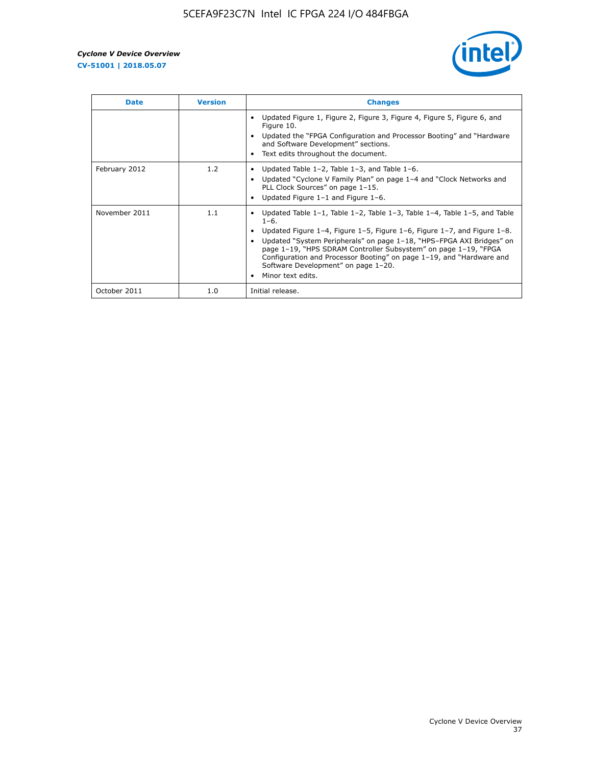| Date | Version | Changes |
| --- | --- | --- |
| | | • Updated Figure 1, Figure 2, Figure 3, Figure 4, Figure 5, Figure 6, and Figure 10.<br>• Updated the "FPGA Configuration and Processor Booting" and "Hardware and Software Development" sections.<br>• Text edits throughout the document. |
| February 2012 | 1.2 | • Updated Table 1–2, Table 1–3, and Table 1–6.<br>• Updated "Cyclone V Family Plan" on page 1–4 and "Clock Networks and PLL Clock Sources" on page 1–15.<br>• Updated Figure 1–1 and Figure 1–6. |
| November 2011 | 1.1 | • Updated Table 1–1, Table 1–2, Table 1–3, Table 1–4, Table 1–5, and Table 1–6.<br>• Updated Figure 1–4, Figure 1–5, Figure 1–6, Figure 1–7, and Figure 1–8.<br>• Updated "System Peripherals" on page 1–18, "HPS–FPGA AXI Bridges" on page 1–19, "HPS SDRAM Controller Subsystem" on page 1–19, "FPGA Configuration and Processor Booting" on page 1–19, and "Hardware and Software Development" on page 1–20.<br>• Minor text edits. |
| October 2011 | 1.0 | Initial release. |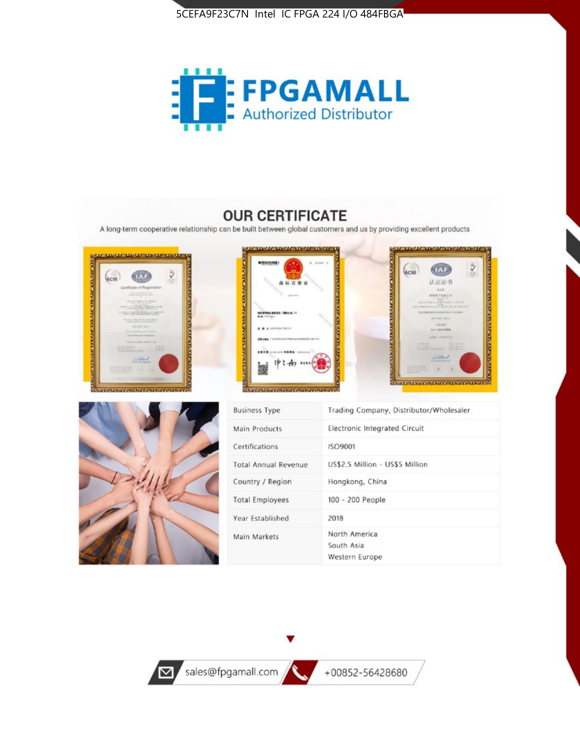# FPGAMALL

Authorized Distributor

## OUR CERTIFICATE

A long-term cooperative relationship can be built between global customers and us by providing excellent products

| | |
|---|---|
| Business Type | Trading Company, Distributor/Wholesaler |
| Main Products | Electronic Integrated Circuit |
| Certifications | ISO9001 |
| Total Annual Revenue | US$2.5 Million - US$5 Million |
| Country / Region | Hongkong, China |
| Total Employees | 100 - 200 People |
| Year Established | 2018 |
| Main Markets | North America<br>South Asia<br>Western Europe |

sales@fpgamall.com

+00852-56428680